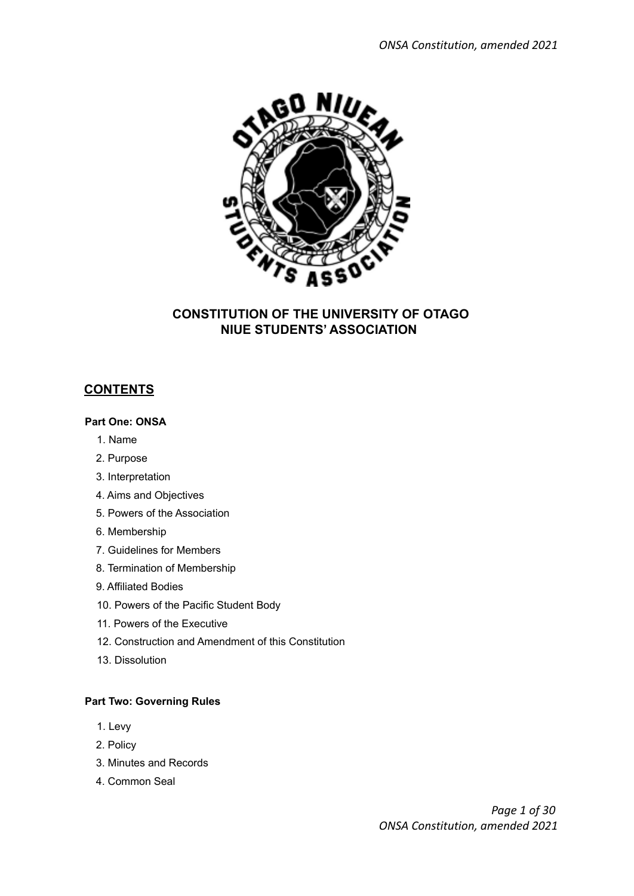# CONSTITUTION OF THE UNIVERSITY OF OTAGO NIUE STUDENTS' ASSOCIATION

## CONTENTS

**Part One: ONSA**

1. Name
2. Purpose
3. Interpretation
4. Aims and Objectives
5. Powers of the Association
6. Membership
7. Guidelines for Members
8. Termination of Membership
9. Affiliated Bodies
10. Powers of the Pacific Student Body
11. Powers of the Executive
12. Construction and Amendment of this Constitution
13. Dissolution

**Part Two: Governing Rules**

1. Levy
2. Policy
3. Minutes and Records
4. Common Seal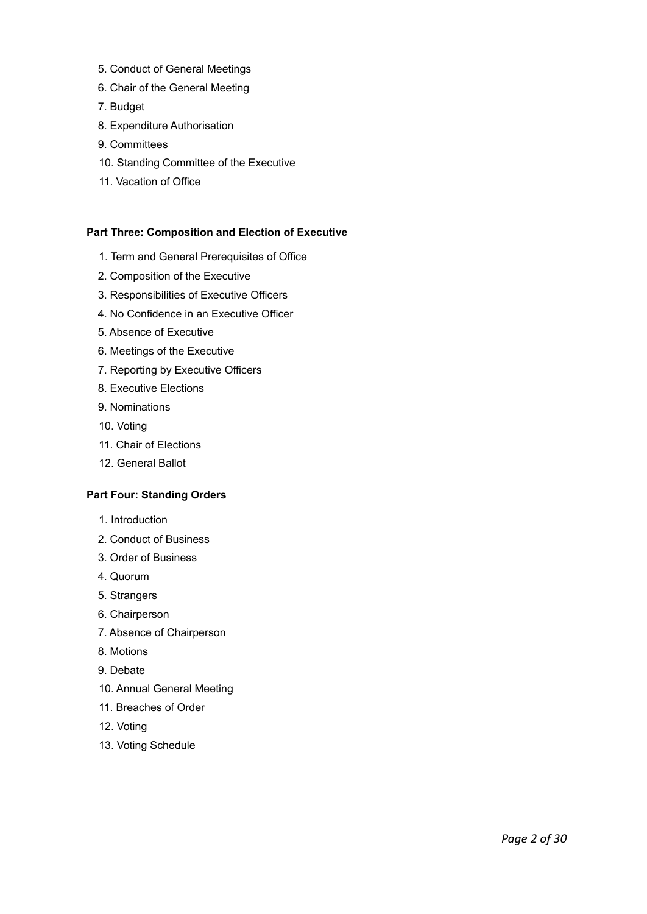5. Conduct of General Meetings
6. Chair of the General Meeting
7. Budget
8. Expenditure Authorisation
9. Committees
10. Standing Committee of the Executive
11. Vacation of Office

**Part Three: Composition and Election of Executive**

1. Term and General Prerequisites of Office
2. Composition of the Executive
3. Responsibilities of Executive Officers
4. No Confidence in an Executive Officer
5. Absence of Executive
6. Meetings of the Executive
7. Reporting by Executive Officers
8. Executive Elections
9. Nominations
10. Voting
11. Chair of Elections
12. General Ballot

**Part Four: Standing Orders**

1. Introduction
2. Conduct of Business
3. Order of Business
4. Quorum
5. Strangers
6. Chairperson
7. Absence of Chairperson
8. Motions
9. Debate
10. Annual General Meeting
11. Breaches of Order
12. Voting
13. Voting Schedule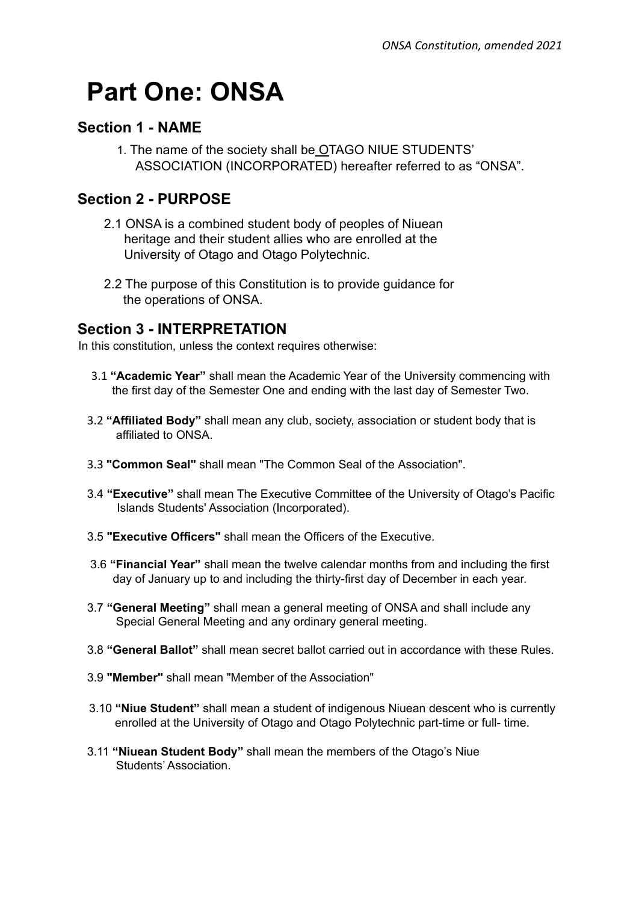# Part One: ONSA

## Section 1 - NAME

1. The name of the society shall be OTAGO NIUE STUDENTS' ASSOCIATION (INCORPORATED) hereafter referred to as "ONSA".

## Section 2 - PURPOSE

2.1 ONSA is a combined student body of peoples of Niuean heritage and their student allies who are enrolled at the University of Otago and Otago Polytechnic.

2.2 The purpose of this Constitution is to provide guidance for the operations of ONSA.

## Section 3 - INTERPRETATION

In this constitution, unless the context requires otherwise:

3.1 **"Academic Year"** shall mean the Academic Year of the University commencing with the first day of the Semester One and ending with the last day of Semester Two.

3.2 **"Affiliated Body"** shall mean any club, society, association or student body that is affiliated to ONSA.

3.3 **"Common Seal"** shall mean "The Common Seal of the Association".

3.4 **"Executive"** shall mean The Executive Committee of the University of Otago's Pacific Islands Students' Association (Incorporated).

3.5 **"Executive Officers"** shall mean the Officers of the Executive.

3.6 **"Financial Year"** shall mean the twelve calendar months from and including the first day of January up to and including the thirty-first day of December in each year.

3.7 **"General Meeting"** shall mean a general meeting of ONSA and shall include any Special General Meeting and any ordinary general meeting.

3.8 **"General Ballot"** shall mean secret ballot carried out in accordance with these Rules.

3.9 **"Member"** shall mean "Member of the Association"

3.10 **"Niue Student"** shall mean a student of indigenous Niuean descent who is currently enrolled at the University of Otago and Otago Polytechnic part-time or full- time.

3.11 **"Niuean Student Body"** shall mean the members of the Otago's Niue Students' Association.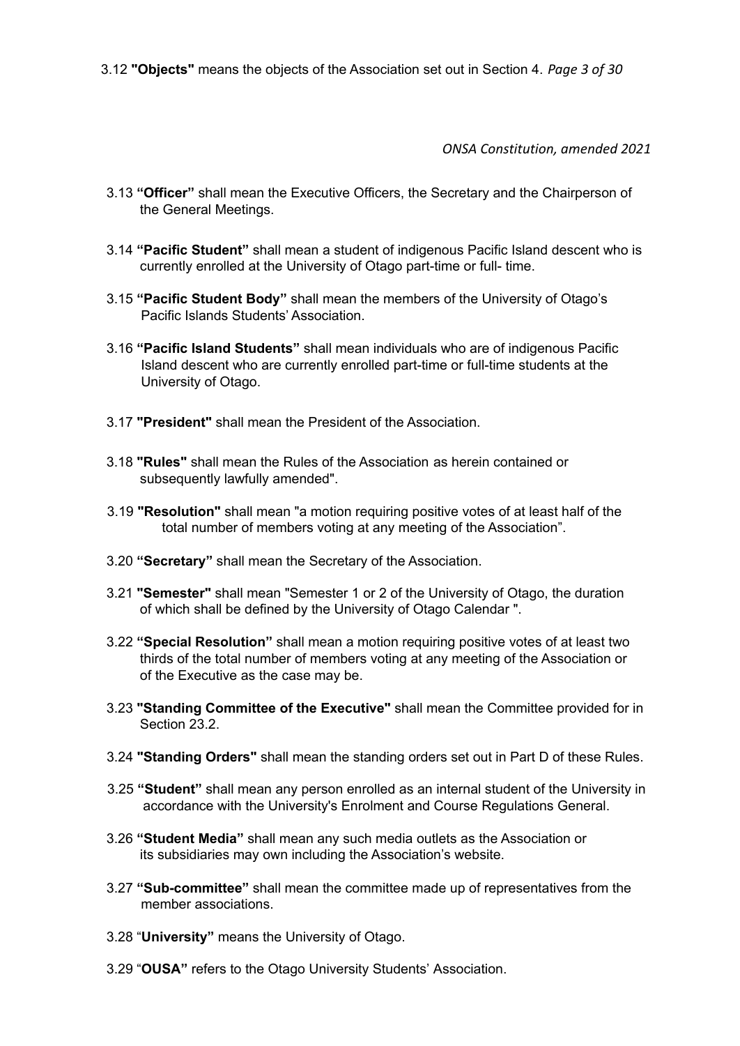3.12 **"Objects"** means the objects of the Association set out in Section 4.

3.13 **"Officer"** shall mean the Executive Officers, the Secretary and the Chairperson of the General Meetings.

3.14 **"Pacific Student"** shall mean a student of indigenous Pacific Island descent who is currently enrolled at the University of Otago part-time or full- time.

3.15 **"Pacific Student Body"** shall mean the members of the University of Otago's Pacific Islands Students' Association.

3.16 **"Pacific Island Students"** shall mean individuals who are of indigenous Pacific Island descent who are currently enrolled part-time or full-time students at the University of Otago.

3.17 **"President"** shall mean the President of the Association.

3.18 **"Rules"** shall mean the Rules of the Association as herein contained or subsequently lawfully amended".

3.19 **"Resolution"** shall mean "a motion requiring positive votes of at least half of the total number of members voting at any meeting of the Association".

3.20 **"Secretary"** shall mean the Secretary of the Association.

3.21 **"Semester"** shall mean "Semester 1 or 2 of the University of Otago, the duration of which shall be defined by the University of Otago Calendar ".

3.22 **"Special Resolution"** shall mean a motion requiring positive votes of at least two thirds of the total number of members voting at any meeting of the Association or of the Executive as the case may be.

3.23 **"Standing Committee of the Executive"** shall mean the Committee provided for in Section 23.2.

3.24 **"Standing Orders"** shall mean the standing orders set out in Part D of these Rules.

3.25 **"Student"** shall mean any person enrolled as an internal student of the University in accordance with the University's Enrolment and Course Regulations General.

3.26 **"Student Media"** shall mean any such media outlets as the Association or its subsidiaries may own including the Association's website.

3.27 **"Sub-committee"** shall mean the committee made up of representatives from the member associations.

3.28 "**University"** means the University of Otago.

3.29 "**OUSA"** refers to the Otago University Students' Association.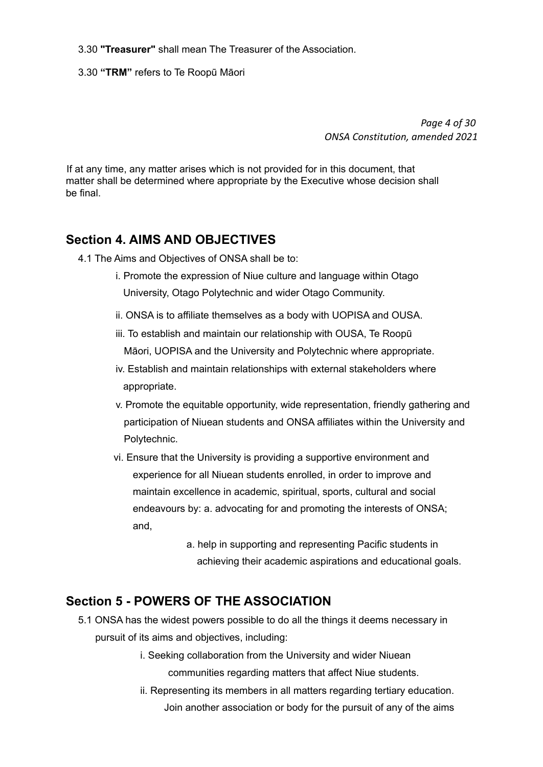3.30 **"Treasurer"** shall mean The Treasurer of the Association.

3.30 **"TRM"** refers to Te Roopū Māori

If at any time, any matter arises which is not provided for in this document, that matter shall be determined where appropriate by the Executive whose decision shall be final.

## Section 4. AIMS AND OBJECTIVES

4.1 The Aims and Objectives of ONSA shall be to:

i. Promote the expression of Niue culture and language within Otago University, Otago Polytechnic and wider Otago Community.

ii. ONSA is to affiliate themselves as a body with UOPISA and OUSA.

iii. To establish and maintain our relationship with OUSA, Te Roopū Māori, UOPISA and the University and Polytechnic where appropriate.

iv. Establish and maintain relationships with external stakeholders where appropriate.

v. Promote the equitable opportunity, wide representation, friendly gathering and participation of Niuean students and ONSA affiliates within the University and Polytechnic.

vi. Ensure that the University is providing a supportive environment and experience for all Niuean students enrolled, in order to improve and maintain excellence in academic, spiritual, sports, cultural and social endeavours by: a. advocating for and promoting the interests of ONSA; and,

a. help in supporting and representing Pacific students in achieving their academic aspirations and educational goals.

## Section 5 - POWERS OF THE ASSOCIATION

5.1 ONSA has the widest powers possible to do all the things it deems necessary in pursuit of its aims and objectives, including:

i. Seeking collaboration from the University and wider Niuean communities regarding matters that affect Niue students.

ii. Representing its members in all matters regarding tertiary education. Join another association or body for the pursuit of any of the aims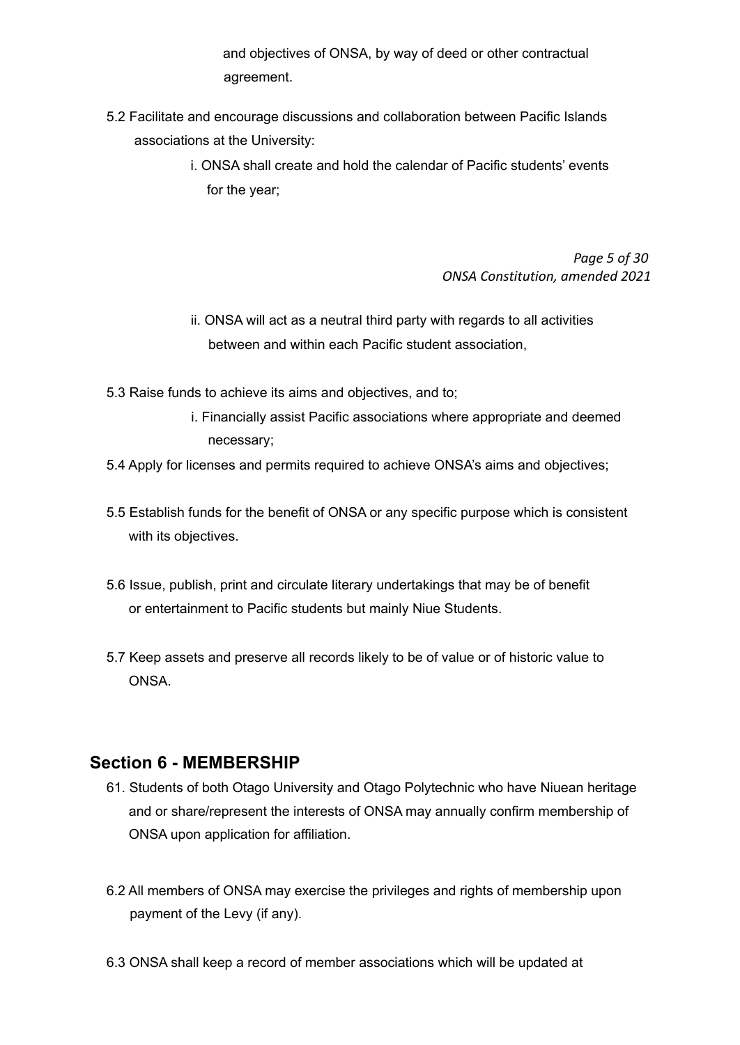and objectives of ONSA, by way of deed or other contractual agreement.

5.2 Facilitate and encourage discussions and collaboration between Pacific Islands associations at the University:

i. ONSA shall create and hold the calendar of Pacific students' events for the year;

ii. ONSA will act as a neutral third party with regards to all activities between and within each Pacific student association,

5.3 Raise funds to achieve its aims and objectives, and to;

i. Financially assist Pacific associations where appropriate and deemed necessary;

5.4 Apply for licenses and permits required to achieve ONSA's aims and objectives;

5.5 Establish funds for the benefit of ONSA or any specific purpose which is consistent with its objectives.

5.6 Issue, publish, print and circulate literary undertakings that may be of benefit or entertainment to Pacific students but mainly Niue Students.

5.7 Keep assets and preserve all records likely to be of value or of historic value to ONSA.

## Section 6 - MEMBERSHIP

61. Students of both Otago University and Otago Polytechnic who have Niuean heritage and or share/represent the interests of ONSA may annually confirm membership of ONSA upon application for affiliation.

6.2 All members of ONSA may exercise the privileges and rights of membership upon payment of the Levy (if any).

6.3 ONSA shall keep a record of member associations which will be updated at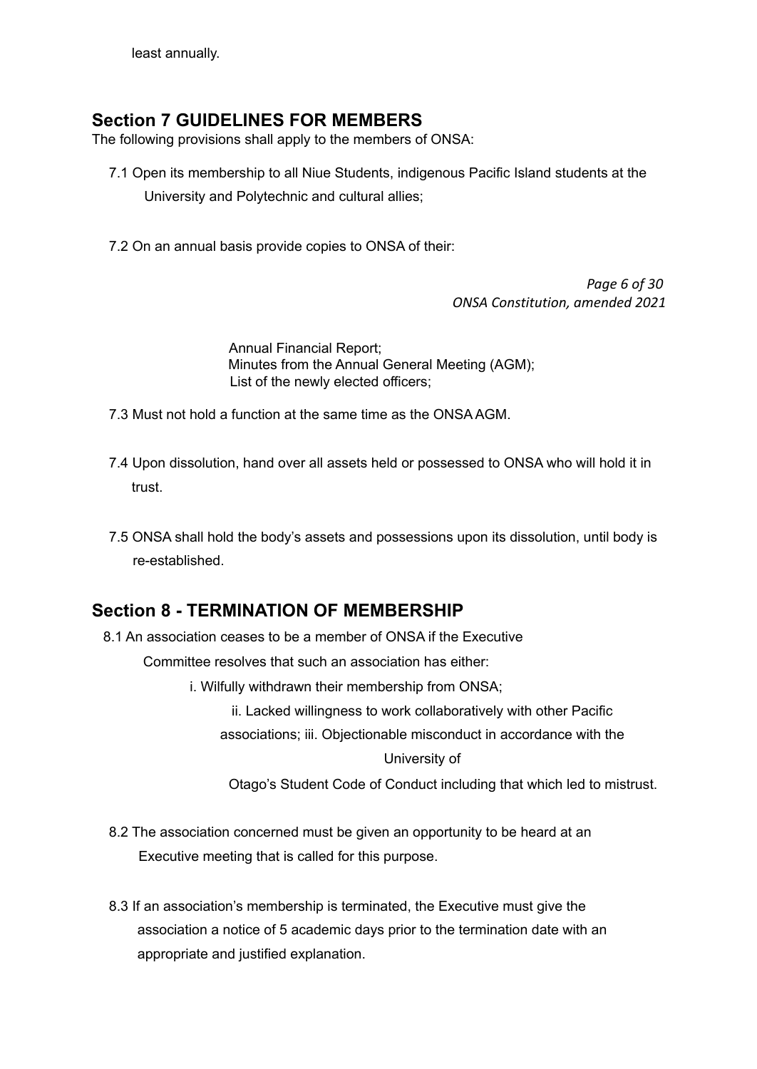least annually.

## Section 7 GUIDELINES FOR MEMBERS

The following provisions shall apply to the members of ONSA:

7.1 Open its membership to all Niue Students, indigenous Pacific Island students at the University and Polytechnic and cultural allies;

7.2 On an annual basis provide copies to ONSA of their:

Annual Financial Report;
Minutes from the Annual General Meeting (AGM);
List of the newly elected officers;

7.3 Must not hold a function at the same time as the ONSA AGM.

7.4 Upon dissolution, hand over all assets held or possessed to ONSA who will hold it in trust.

7.5 ONSA shall hold the body's assets and possessions upon its dissolution, until body is re-established.

## Section 8 - TERMINATION OF MEMBERSHIP

8.1 An association ceases to be a member of ONSA if the Executive Committee resolves that such an association has either:

i. Wilfully withdrawn their membership from ONSA;

ii. Lacked willingness to work collaboratively with other Pacific associations; iii. Objectionable misconduct in accordance with the University of Otago's Student Code of Conduct including that which led to mistrust.

8.2 The association concerned must be given an opportunity to be heard at an Executive meeting that is called for this purpose.

8.3 If an association's membership is terminated, the Executive must give the association a notice of 5 academic days prior to the termination date with an appropriate and justified explanation.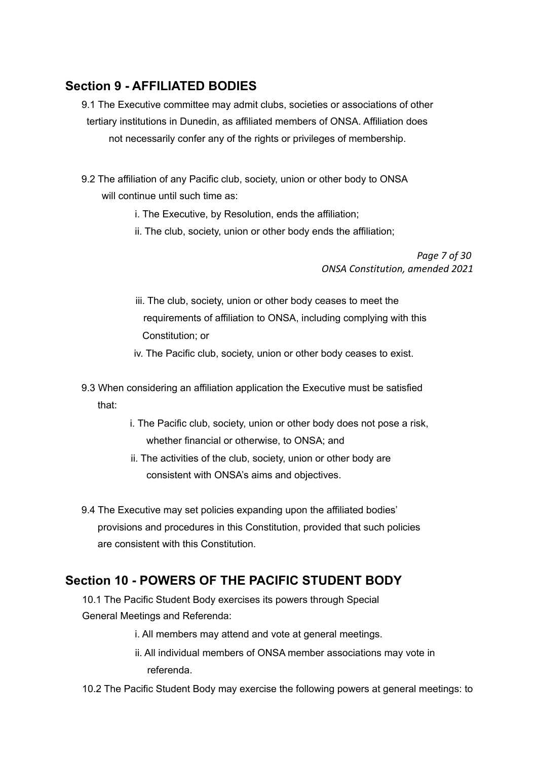## Section 9 - AFFILIATED BODIES

9.1 The Executive committee may admit clubs, societies or associations of other tertiary institutions in Dunedin, as affiliated members of ONSA. Affiliation does not necessarily confer any of the rights or privileges of membership.

9.2 The affiliation of any Pacific club, society, union or other body to ONSA will continue until such time as:

i. The Executive, by Resolution, ends the affiliation;

ii. The club, society, union or other body ends the affiliation;

iii. The club, society, union or other body ceases to meet the requirements of affiliation to ONSA, including complying with this Constitution; or

iv. The Pacific club, society, union or other body ceases to exist.

9.3 When considering an affiliation application the Executive must be satisfied that:

i. The Pacific club, society, union or other body does not pose a risk, whether financial or otherwise, to ONSA; and

ii. The activities of the club, society, union or other body are consistent with ONSA's aims and objectives.

9.4 The Executive may set policies expanding upon the affiliated bodies' provisions and procedures in this Constitution, provided that such policies are consistent with this Constitution.

## Section 10 - POWERS OF THE PACIFIC STUDENT BODY

10.1 The Pacific Student Body exercises its powers through Special General Meetings and Referenda:

i. All members may attend and vote at general meetings.

ii. All individual members of ONSA member associations may vote in referenda.

10.2 The Pacific Student Body may exercise the following powers at general meetings: to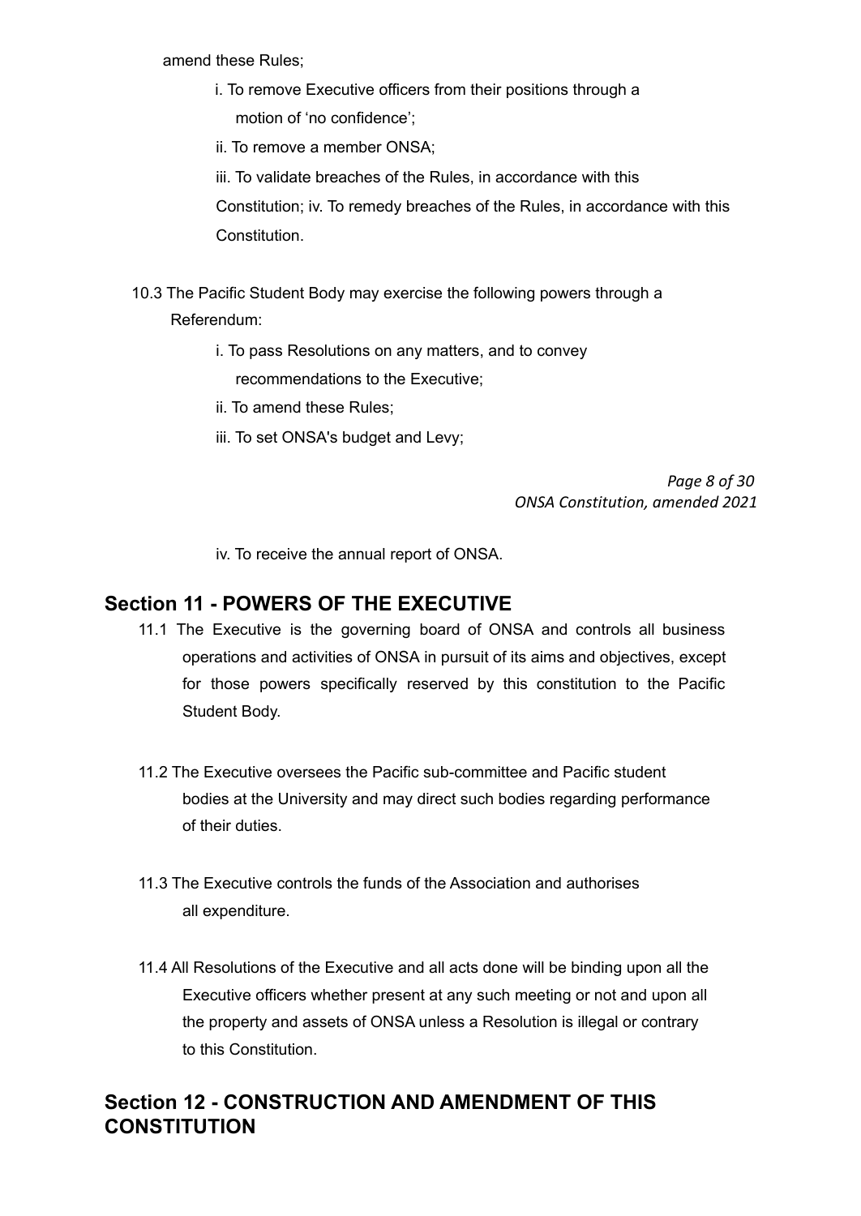amend these Rules;

i. To remove Executive officers from their positions through a motion of 'no confidence';

ii. To remove a member ONSA;

iii. To validate breaches of the Rules, in accordance with this Constitution; iv. To remedy breaches of the Rules, in accordance with this Constitution.

10.3 The Pacific Student Body may exercise the following powers through a Referendum:

i. To pass Resolutions on any matters, and to convey recommendations to the Executive;

ii. To amend these Rules;

iii. To set ONSA's budget and Levy;

iv. To receive the annual report of ONSA.

## Section 11 - POWERS OF THE EXECUTIVE

11.1 The Executive is the governing board of ONSA and controls all business operations and activities of ONSA in pursuit of its aims and objectives, except for those powers specifically reserved by this constitution to the Pacific Student Body.

11.2 The Executive oversees the Pacific sub-committee and Pacific student bodies at the University and may direct such bodies regarding performance of their duties.

11.3 The Executive controls the funds of the Association and authorises all expenditure.

11.4 All Resolutions of the Executive and all acts done will be binding upon all the Executive officers whether present at any such meeting or not and upon all the property and assets of ONSA unless a Resolution is illegal or contrary to this Constitution.

## Section 12 - CONSTRUCTION AND AMENDMENT OF THIS CONSTITUTION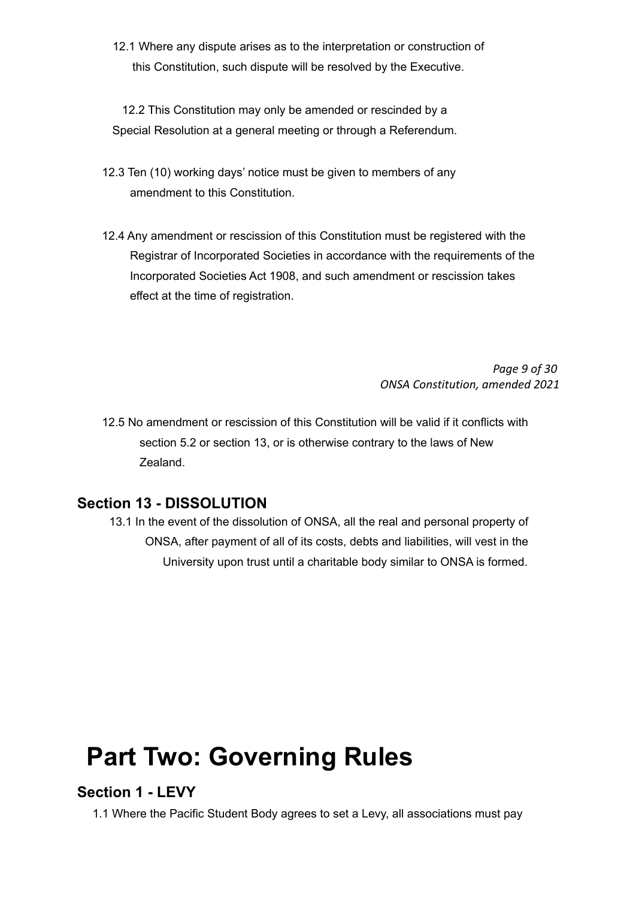12.1 Where any dispute arises as to the interpretation or construction of this Constitution, such dispute will be resolved by the Executive.

12.2 This Constitution may only be amended or rescinded by a Special Resolution at a general meeting or through a Referendum.

12.3 Ten (10) working days' notice must be given to members of any amendment to this Constitution.

12.4 Any amendment or rescission of this Constitution must be registered with the Registrar of Incorporated Societies in accordance with the requirements of the Incorporated Societies Act 1908, and such amendment or rescission takes effect at the time of registration.

12.5 No amendment or rescission of this Constitution will be valid if it conflicts with section 5.2 or section 13, or is otherwise contrary to the laws of New Zealand.

## Section 13 - DISSOLUTION

13.1 In the event of the dissolution of ONSA, all the real and personal property of ONSA, after payment of all of its costs, debts and liabilities, will vest in the University upon trust until a charitable body similar to ONSA is formed.

# Part Two: Governing Rules

## Section 1 - LEVY

1.1 Where the Pacific Student Body agrees to set a Levy, all associations must pay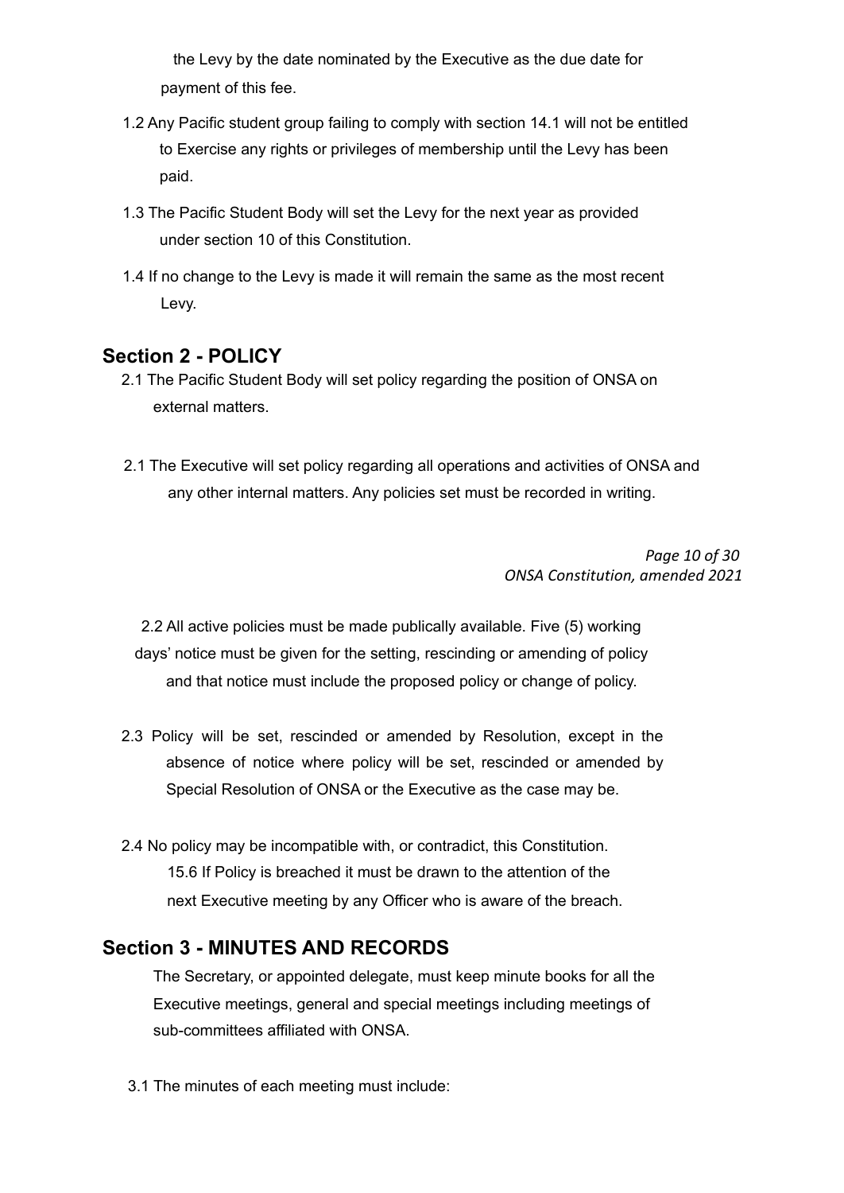the Levy by the date nominated by the Executive as the due date for payment of this fee.

1.2 Any Pacific student group failing to comply with section 14.1 will not be entitled to Exercise any rights or privileges of membership until the Levy has been paid.

1.3 The Pacific Student Body will set the Levy for the next year as provided under section 10 of this Constitution.

1.4 If no change to the Levy is made it will remain the same as the most recent Levy.

## Section 2 - POLICY

2.1 The Pacific Student Body will set policy regarding the position of ONSA on external matters.

2.1 The Executive will set policy regarding all operations and activities of ONSA and any other internal matters. Any policies set must be recorded in writing.

2.2 All active policies must be made publically available. Five (5) working days' notice must be given for the setting, rescinding or amending of policy and that notice must include the proposed policy or change of policy.

2.3 Policy will be set, rescinded or amended by Resolution, except in the absence of notice where policy will be set, rescinded or amended by Special Resolution of ONSA or the Executive as the case may be.

2.4 No policy may be incompatible with, or contradict, this Constitution.

15.6 If Policy is breached it must be drawn to the attention of the next Executive meeting by any Officer who is aware of the breach.

## Section 3 - MINUTES AND RECORDS

The Secretary, or appointed delegate, must keep minute books for all the Executive meetings, general and special meetings including meetings of sub-committees affiliated with ONSA.

3.1 The minutes of each meeting must include: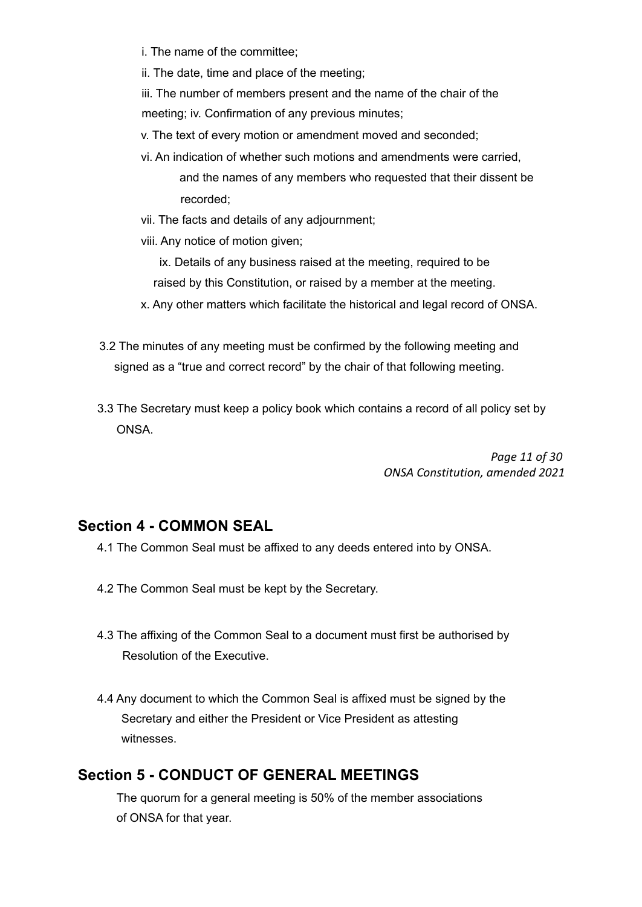i. The name of the committee;

ii. The date, time and place of the meeting;

iii. The number of members present and the name of the chair of the meeting; iv. Confirmation of any previous minutes;

v. The text of every motion or amendment moved and seconded;

vi. An indication of whether such motions and amendments were carried, and the names of any members who requested that their dissent be recorded;

vii. The facts and details of any adjournment;

viii. Any notice of motion given;

ix. Details of any business raised at the meeting, required to be raised by this Constitution, or raised by a member at the meeting.

x. Any other matters which facilitate the historical and legal record of ONSA.

3.2 The minutes of any meeting must be confirmed by the following meeting and signed as a “true and correct record” by the chair of that following meeting.

3.3 The Secretary must keep a policy book which contains a record of all policy set by ONSA.

## Section 4 - COMMON SEAL

4.1 The Common Seal must be affixed to any deeds entered into by ONSA.

4.2 The Common Seal must be kept by the Secretary.

4.3 The affixing of the Common Seal to a document must first be authorised by Resolution of the Executive.

4.4 Any document to which the Common Seal is affixed must be signed by the Secretary and either the President or Vice President as attesting witnesses.

## Section 5 - CONDUCT OF GENERAL MEETINGS

The quorum for a general meeting is 50% of the member associations of ONSA for that year.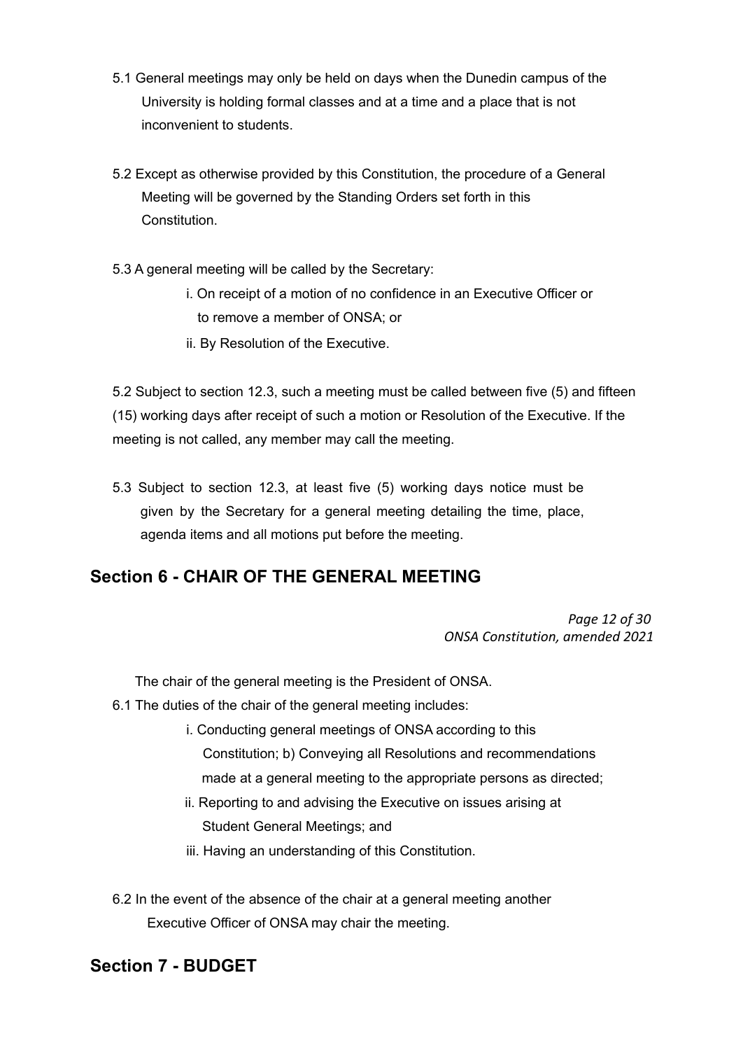5.1 General meetings may only be held on days when the Dunedin campus of the University is holding formal classes and at a time and a place that is not inconvenient to students.

5.2 Except as otherwise provided by this Constitution, the procedure of a General Meeting will be governed by the Standing Orders set forth in this Constitution.

5.3 A general meeting will be called by the Secretary:

- i. On receipt of a motion of no confidence in an Executive Officer or to remove a member of ONSA; or
- ii. By Resolution of the Executive.

5.2 Subject to section 12.3, such a meeting must be called between five (5) and fifteen (15) working days after receipt of such a motion or Resolution of the Executive. If the meeting is not called, any member may call the meeting.

5.3 Subject to section 12.3, at least five (5) working days notice must be given by the Secretary for a general meeting detailing the time, place, agenda items and all motions put before the meeting.

## Section 6 - CHAIR OF THE GENERAL MEETING

The chair of the general meeting is the President of ONSA.

6.1 The duties of the chair of the general meeting includes:

- i. Conducting general meetings of ONSA according to this Constitution; b) Conveying all Resolutions and recommendations made at a general meeting to the appropriate persons as directed;
- ii. Reporting to and advising the Executive on issues arising at Student General Meetings; and
- iii. Having an understanding of this Constitution.

6.2 In the event of the absence of the chair at a general meeting another Executive Officer of ONSA may chair the meeting.

## Section 7 - BUDGET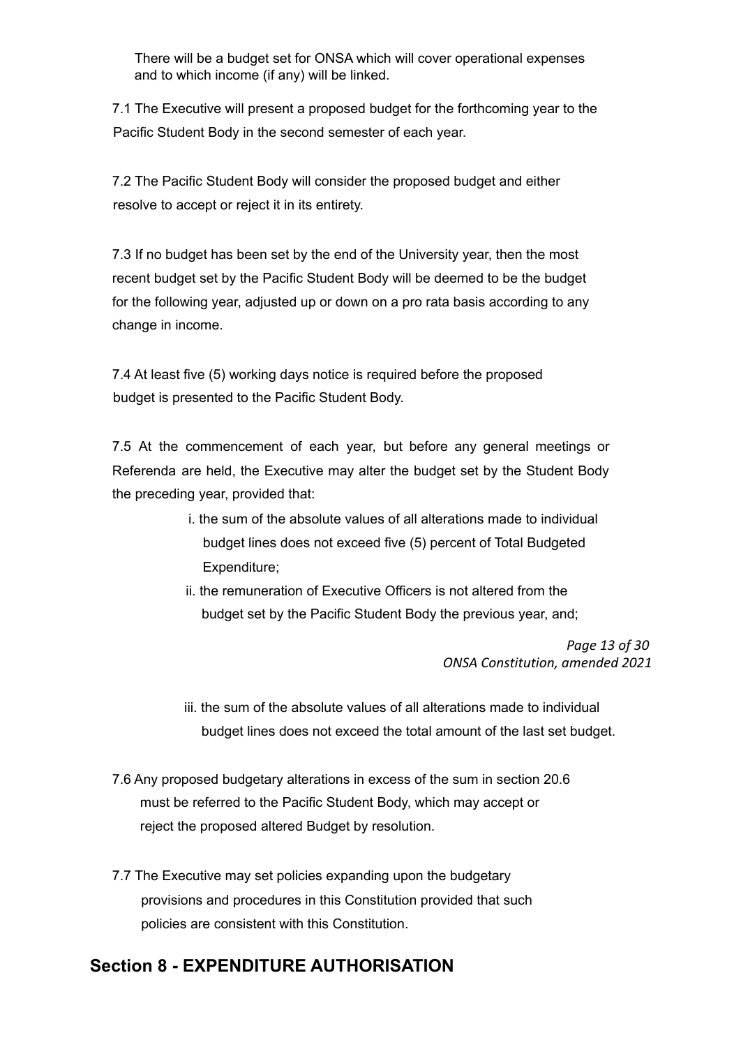There will be a budget set for ONSA which will cover operational expenses and to which income (if any) will be linked.

7.1 The Executive will present a proposed budget for the forthcoming year to the Pacific Student Body in the second semester of each year.

7.2 The Pacific Student Body will consider the proposed budget and either resolve to accept or reject it in its entirety.

7.3 If no budget has been set by the end of the University year, then the most recent budget set by the Pacific Student Body will be deemed to be the budget for the following year, adjusted up or down on a pro rata basis according to any change in income.

7.4 At least five (5) working days notice is required before the proposed budget is presented to the Pacific Student Body.

7.5 At the commencement of each year, but before any general meetings or Referenda are held, the Executive may alter the budget set by the Student Body the preceding year, provided that:

i. the sum of the absolute values of all alterations made to individual budget lines does not exceed five (5) percent of Total Budgeted Expenditure;

ii. the remuneration of Executive Officers is not altered from the budget set by the Pacific Student Body the previous year, and;

iii. the sum of the absolute values of all alterations made to individual budget lines does not exceed the total amount of the last set budget.

7.6 Any proposed budgetary alterations in excess of the sum in section 20.6 must be referred to the Pacific Student Body, which may accept or reject the proposed altered Budget by resolution.

7.7 The Executive may set policies expanding upon the budgetary provisions and procedures in this Constitution provided that such policies are consistent with this Constitution.

## Section 8 - EXPENDITURE AUTHORISATION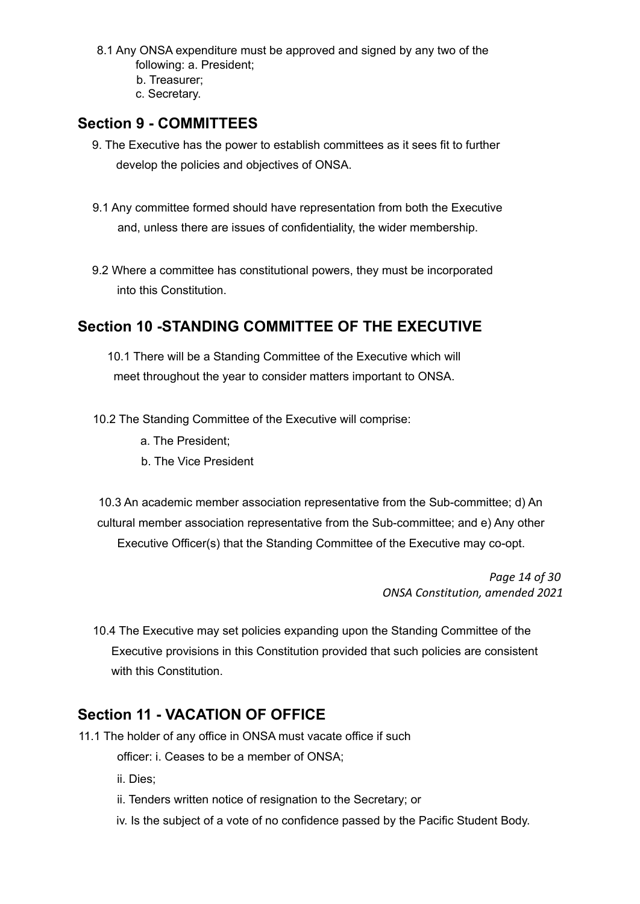8.1 Any ONSA expenditure must be approved and signed by any two of the following: a. President;

b. Treasurer;

c. Secretary.

## Section 9 - COMMITTEES

9. The Executive has the power to establish committees as it sees fit to further develop the policies and objectives of ONSA.

9.1 Any committee formed should have representation from both the Executive and, unless there are issues of confidentiality, the wider membership.

9.2 Where a committee has constitutional powers, they must be incorporated into this Constitution.

## Section 10 -STANDING COMMITTEE OF THE EXECUTIVE

10.1 There will be a Standing Committee of the Executive which will meet throughout the year to consider matters important to ONSA.

10.2 The Standing Committee of the Executive will comprise:

a. The President;

b. The Vice President

10.3 An academic member association representative from the Sub-committee; d) An cultural member association representative from the Sub-committee; and e) Any other Executive Officer(s) that the Standing Committee of the Executive may co-opt.

10.4 The Executive may set policies expanding upon the Standing Committee of the Executive provisions in this Constitution provided that such policies are consistent with this Constitution.

## Section 11 - VACATION OF OFFICE

11.1 The holder of any office in ONSA must vacate office if such officer: i. Ceases to be a member of ONSA;

ii. Dies;

ii. Tenders written notice of resignation to the Secretary; or

iv. Is the subject of a vote of no confidence passed by the Pacific Student Body.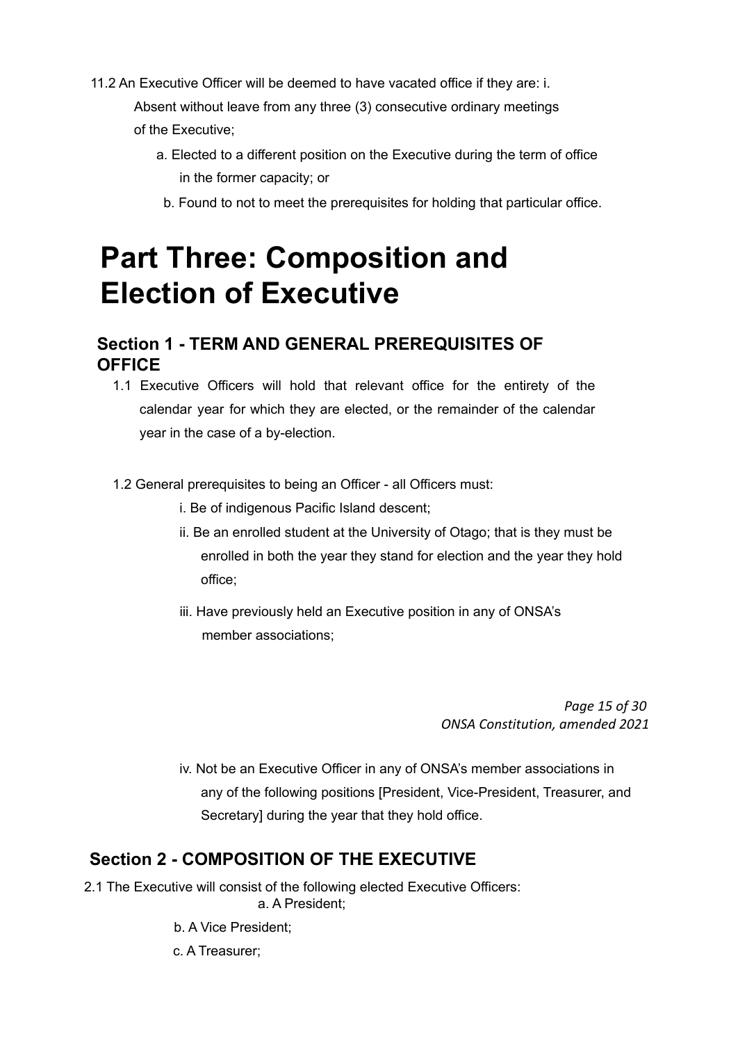11.2 An Executive Officer will be deemed to have vacated office if they are: i. Absent without leave from any three (3) consecutive ordinary meetings of the Executive;

a. Elected to a different position on the Executive during the term of office in the former capacity; or

b. Found to not to meet the prerequisites for holding that particular office.

# Part Three: Composition and Election of Executive

## Section 1 - TERM AND GENERAL PREREQUISITES OF OFFICE

1.1 Executive Officers will hold that relevant office for the entirety of the calendar year for which they are elected, or the remainder of the calendar year in the case of a by-election.

1.2 General prerequisites to being an Officer - all Officers must:

i. Be of indigenous Pacific Island descent;

ii. Be an enrolled student at the University of Otago; that is they must be enrolled in both the year they stand for election and the year they hold office;

iii. Have previously held an Executive position in any of ONSA's member associations;

iv. Not be an Executive Officer in any of ONSA's member associations in any of the following positions [President, Vice-President, Treasurer, and Secretary] during the year that they hold office.

## Section 2 - COMPOSITION OF THE EXECUTIVE

2.1 The Executive will consist of the following elected Executive Officers:

a. A President;

b. A Vice President;

c. A Treasurer;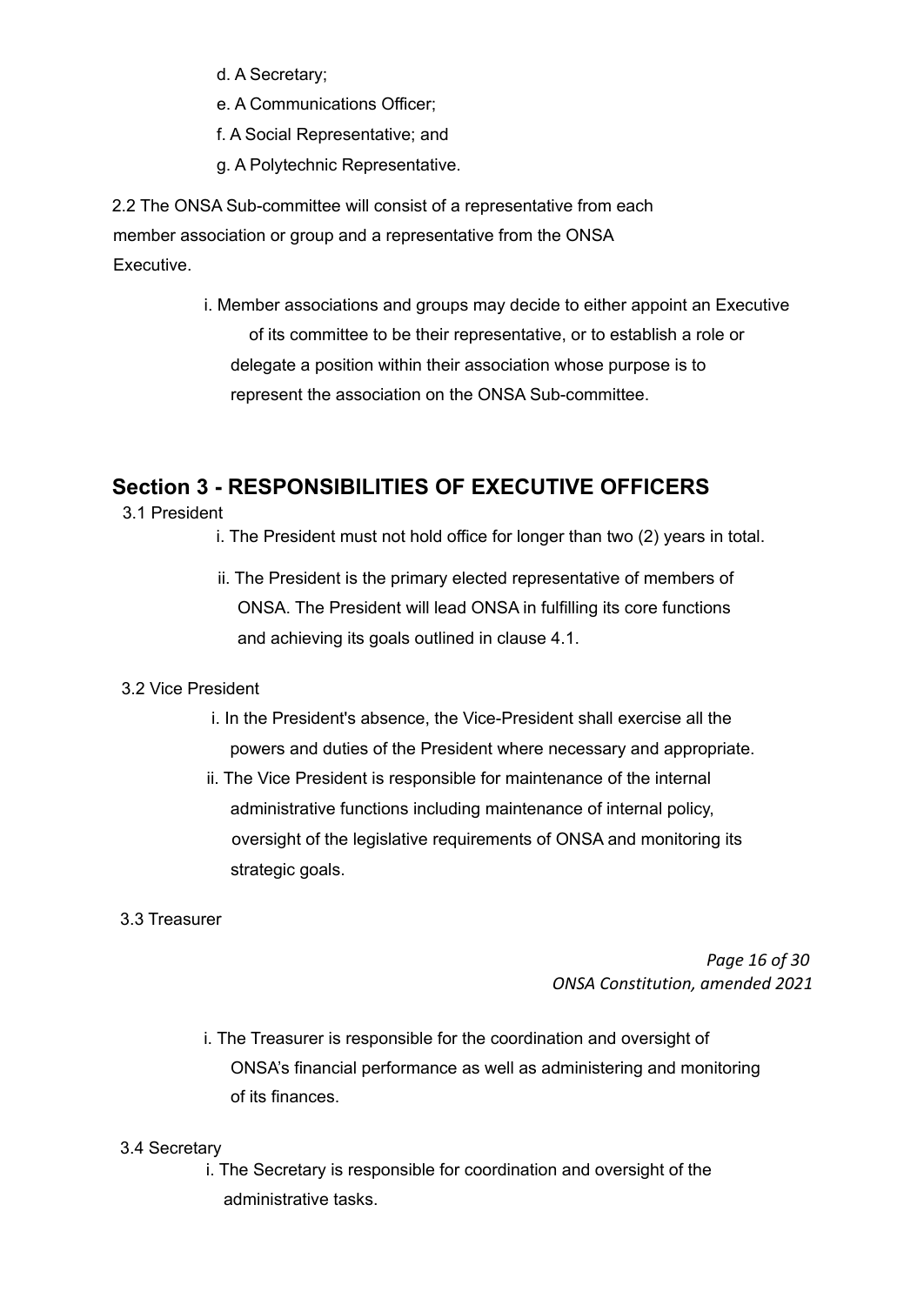d. A Secretary;

e. A Communications Officer;

f. A Social Representative; and

g. A Polytechnic Representative.

2.2 The ONSA Sub-committee will consist of a representative from each member association or group and a representative from the ONSA Executive.

i. Member associations and groups may decide to either appoint an Executive of its committee to be their representative, or to establish a role or delegate a position within their association whose purpose is to represent the association on the ONSA Sub-committee.

## Section 3 - RESPONSIBILITIES OF EXECUTIVE OFFICERS

3.1 President

i. The President must not hold office for longer than two (2) years in total.

ii. The President is the primary elected representative of members of ONSA. The President will lead ONSA in fulfilling its core functions and achieving its goals outlined in clause 4.1.

3.2 Vice President

i. In the President's absence, the Vice-President shall exercise all the powers and duties of the President where necessary and appropriate.

ii. The Vice President is responsible for maintenance of the internal administrative functions including maintenance of internal policy, oversight of the legislative requirements of ONSA and monitoring its strategic goals.

3.3 Treasurer

i. The Treasurer is responsible for the coordination and oversight of ONSA's financial performance as well as administering and monitoring of its finances.

3.4 Secretary

i. The Secretary is responsible for coordination and oversight of the administrative tasks.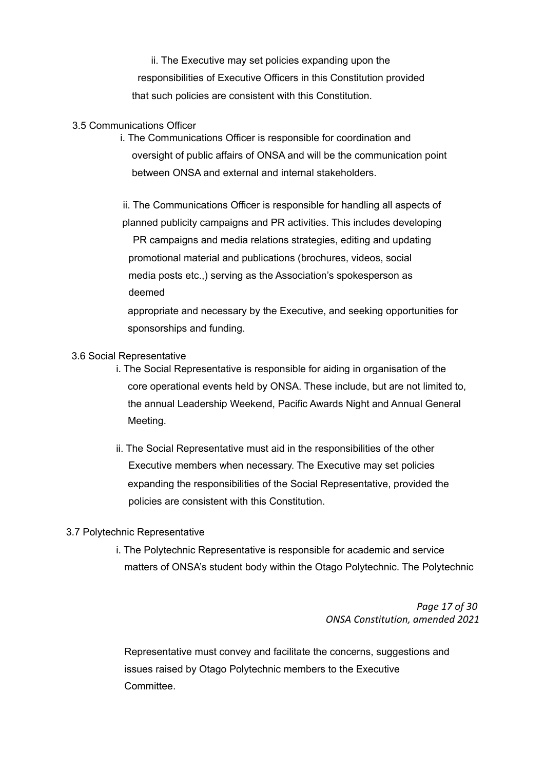ii. The Executive may set policies expanding upon the responsibilities of Executive Officers in this Constitution provided that such policies are consistent with this Constitution.

3.5 Communications Officer

i. The Communications Officer is responsible for coordination and oversight of public affairs of ONSA and will be the communication point between ONSA and external and internal stakeholders.

ii. The Communications Officer is responsible for handling all aspects of planned publicity campaigns and PR activities. This includes developing PR campaigns and media relations strategies, editing and updating promotional material and publications (brochures, videos, social media posts etc.,) serving as the Association's spokesperson as deemed appropriate and necessary by the Executive, and seeking opportunities for sponsorships and funding.

3.6 Social Representative

i. The Social Representative is responsible for aiding in organisation of the core operational events held by ONSA. These include, but are not limited to, the annual Leadership Weekend, Pacific Awards Night and Annual General Meeting.

ii. The Social Representative must aid in the responsibilities of the other Executive members when necessary. The Executive may set policies expanding the responsibilities of the Social Representative, provided the policies are consistent with this Constitution.

3.7 Polytechnic Representative

i. The Polytechnic Representative is responsible for academic and service matters of ONSA's student body within the Otago Polytechnic. The Polytechnic Representative must convey and facilitate the concerns, suggestions and issues raised by Otago Polytechnic members to the Executive Committee.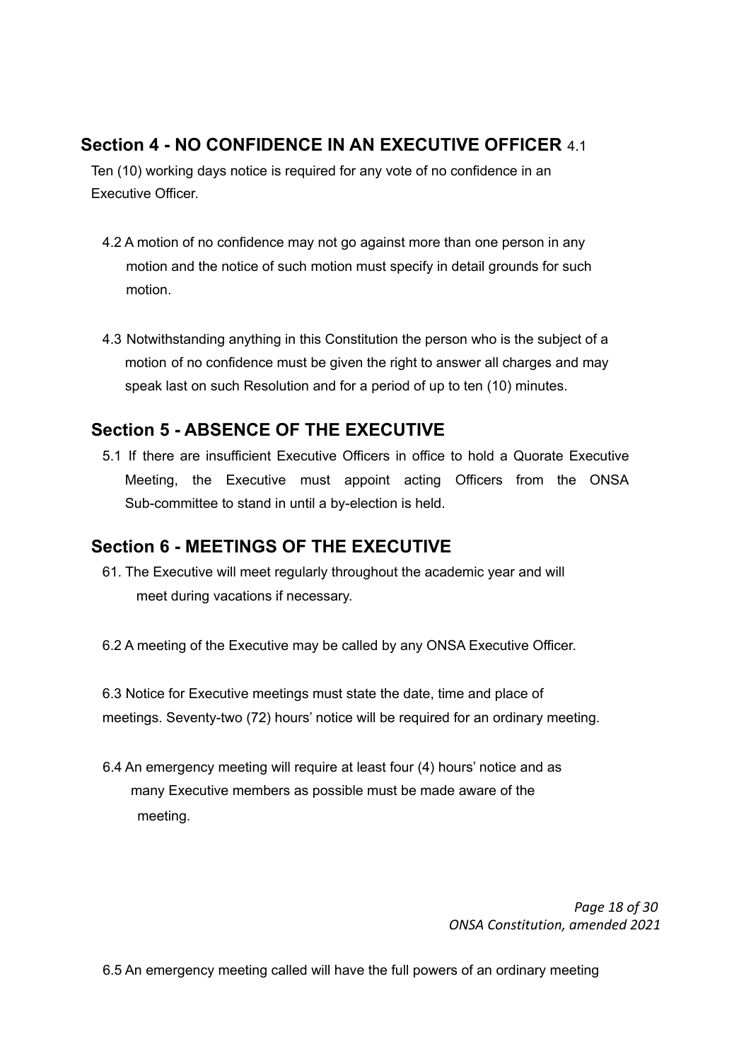## Section 4 - NO CONFIDENCE IN AN EXECUTIVE OFFICER

4.1 Ten (10) working days notice is required for any vote of no confidence in an Executive Officer.

4.2 A motion of no confidence may not go against more than one person in any motion and the notice of such motion must specify in detail grounds for such motion.

4.3 Notwithstanding anything in this Constitution the person who is the subject of a motion of no confidence must be given the right to answer all charges and may speak last on such Resolution and for a period of up to ten (10) minutes.

## Section 5 - ABSENCE OF THE EXECUTIVE

5.1 If there are insufficient Executive Officers in office to hold a Quorate Executive Meeting, the Executive must appoint acting Officers from the ONSA Sub-committee to stand in until a by-election is held.

## Section 6 - MEETINGS OF THE EXECUTIVE

61. The Executive will meet regularly throughout the academic year and will meet during vacations if necessary.

6.2 A meeting of the Executive may be called by any ONSA Executive Officer.

6.3 Notice for Executive meetings must state the date, time and place of meetings. Seventy-two (72) hours' notice will be required for an ordinary meeting.

6.4 An emergency meeting will require at least four (4) hours' notice and as many Executive members as possible must be made aware of the meeting.

6.5 An emergency meeting called will have the full powers of an ordinary meeting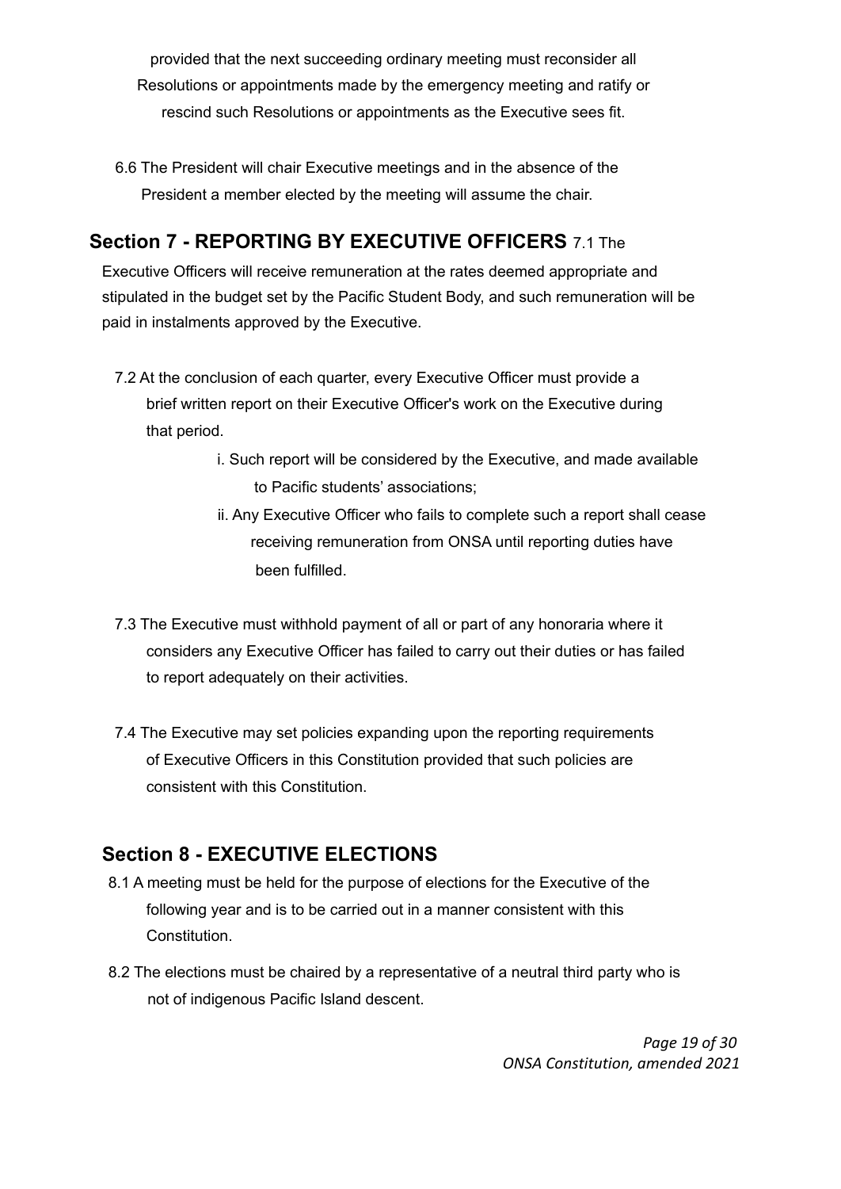provided that the next succeeding ordinary meeting must reconsider all Resolutions or appointments made by the emergency meeting and ratify or rescind such Resolutions or appointments as the Executive sees fit.

6.6 The President will chair Executive meetings and in the absence of the President a member elected by the meeting will assume the chair.

## Section 7 - REPORTING BY EXECUTIVE OFFICERS

7.1 The Executive Officers will receive remuneration at the rates deemed appropriate and stipulated in the budget set by the Pacific Student Body, and such remuneration will be paid in instalments approved by the Executive.

7.2 At the conclusion of each quarter, every Executive Officer must provide a brief written report on their Executive Officer's work on the Executive during that period.

i. Such report will be considered by the Executive, and made available to Pacific students' associations;

ii. Any Executive Officer who fails to complete such a report shall cease receiving remuneration from ONSA until reporting duties have been fulfilled.

7.3 The Executive must withhold payment of all or part of any honoraria where it considers any Executive Officer has failed to carry out their duties or has failed to report adequately on their activities.

7.4 The Executive may set policies expanding upon the reporting requirements of Executive Officers in this Constitution provided that such policies are consistent with this Constitution.

## Section 8 - EXECUTIVE ELECTIONS

8.1 A meeting must be held for the purpose of elections for the Executive of the following year and is to be carried out in a manner consistent with this Constitution.

8.2 The elections must be chaired by a representative of a neutral third party who is not of indigenous Pacific Island descent.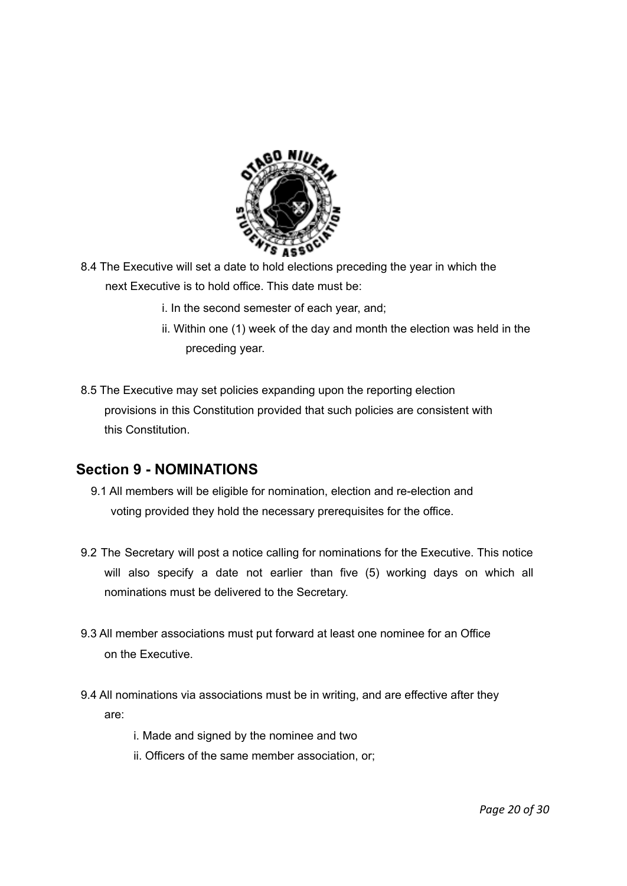8.4 The Executive will set a date to hold elections preceding the year in which the next Executive is to hold office. This date must be:

- i. In the second semester of each year, and;
- ii. Within one (1) week of the day and month the election was held in the preceding year.

8.5 The Executive may set policies expanding upon the reporting election provisions in this Constitution provided that such policies are consistent with this Constitution.

## Section 9 - NOMINATIONS

9.1 All members will be eligible for nomination, election and re-election and voting provided they hold the necessary prerequisites for the office.

9.2 The Secretary will post a notice calling for nominations for the Executive. This notice will also specify a date not earlier than five (5) working days on which all nominations must be delivered to the Secretary.

9.3 All member associations must put forward at least one nominee for an Office on the Executive.

9.4 All nominations via associations must be in writing, and are effective after they are:

- i. Made and signed by the nominee and two
- ii. Officers of the same member association, or;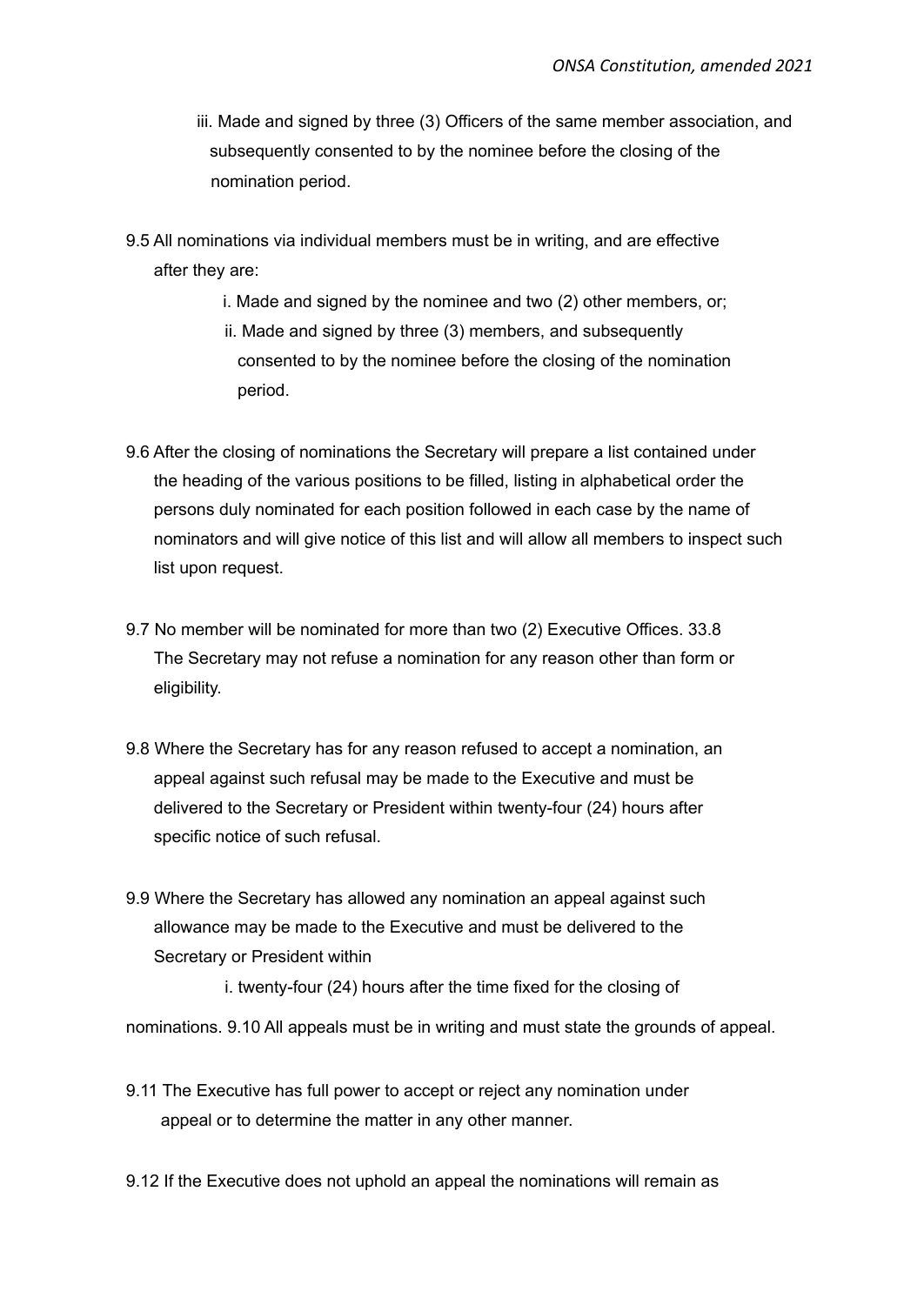iii. Made and signed by three (3) Officers of the same member association, and subsequently consented to by the nominee before the closing of the nomination period.

9.5 All nominations via individual members must be in writing, and are effective after they are:

i. Made and signed by the nominee and two (2) other members, or;

ii. Made and signed by three (3) members, and subsequently consented to by the nominee before the closing of the nomination period.

9.6 After the closing of nominations the Secretary will prepare a list contained under the heading of the various positions to be filled, listing in alphabetical order the persons duly nominated for each position followed in each case by the name of nominators and will give notice of this list and will allow all members to inspect such list upon request.

9.7 No member will be nominated for more than two (2) Executive Offices. 33.8 The Secretary may not refuse a nomination for any reason other than form or eligibility.

9.8 Where the Secretary has for any reason refused to accept a nomination, an appeal against such refusal may be made to the Executive and must be delivered to the Secretary or President within twenty-four (24) hours after specific notice of such refusal.

9.9 Where the Secretary has allowed any nomination an appeal against such allowance may be made to the Executive and must be delivered to the Secretary or President within

i. twenty-four (24) hours after the time fixed for the closing of nominations. 9.10 All appeals must be in writing and must state the grounds of appeal.

9.11 The Executive has full power to accept or reject any nomination under appeal or to determine the matter in any other manner.

9.12 If the Executive does not uphold an appeal the nominations will remain as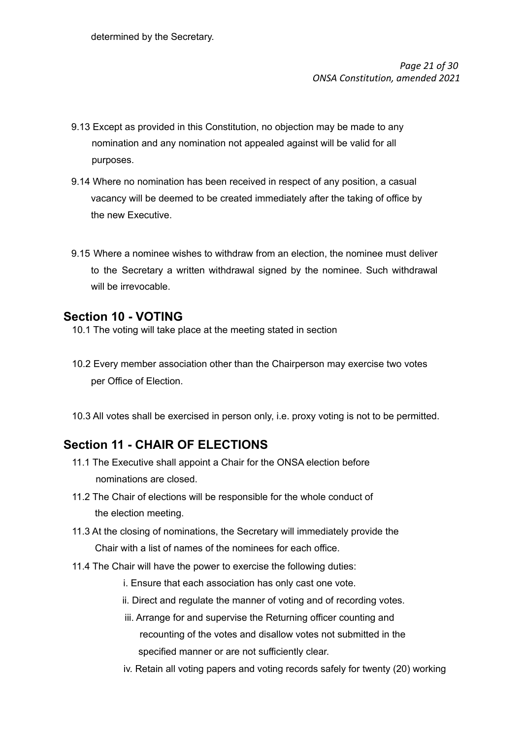determined by the Secretary.

9.13 Except as provided in this Constitution, no objection may be made to any nomination and any nomination not appealed against will be valid for all purposes.

9.14 Where no nomination has been received in respect of any position, a casual vacancy will be deemed to be created immediately after the taking of office by the new Executive.

9.15 Where a nominee wishes to withdraw from an election, the nominee must deliver to the Secretary a written withdrawal signed by the nominee. Such withdrawal will be irrevocable.

## Section 10 - VOTING

10.1 The voting will take place at the meeting stated in section

10.2 Every member association other than the Chairperson may exercise two votes per Office of Election.

10.3 All votes shall be exercised in person only, i.e. proxy voting is not to be permitted.

## Section 11 - CHAIR OF ELECTIONS

11.1 The Executive shall appoint a Chair for the ONSA election before nominations are closed.

11.2 The Chair of elections will be responsible for the whole conduct of the election meeting.

11.3 At the closing of nominations, the Secretary will immediately provide the Chair with a list of names of the nominees for each office.

11.4 The Chair will have the power to exercise the following duties:

i. Ensure that each association has only cast one vote.

ii. Direct and regulate the manner of voting and of recording votes.

iii. Arrange for and supervise the Returning officer counting and recounting of the votes and disallow votes not submitted in the specified manner or are not sufficiently clear.

iv. Retain all voting papers and voting records safely for twenty (20) working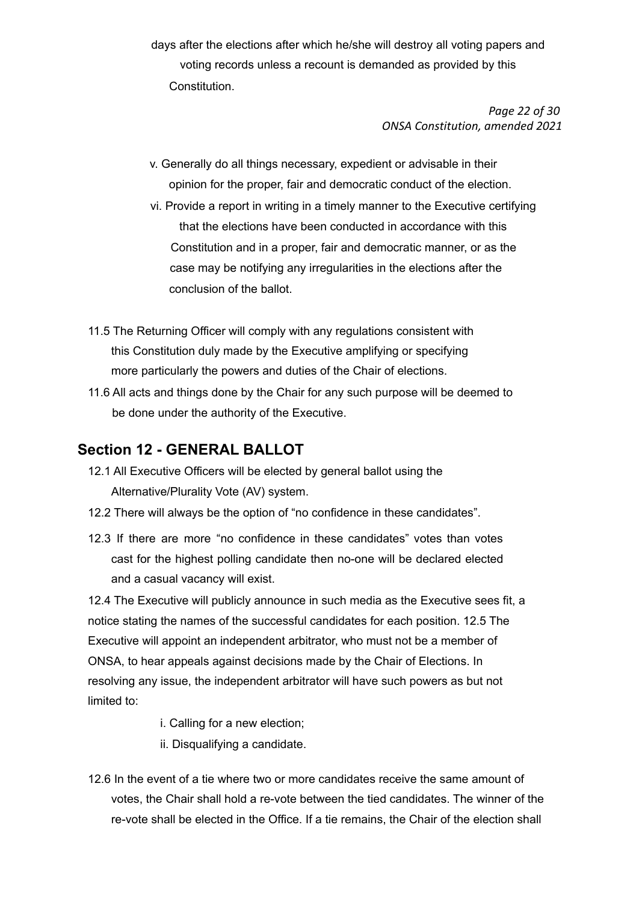days after the elections after which he/she will destroy all voting papers and voting records unless a recount is demanded as provided by this Constitution.

v. Generally do all things necessary, expedient or advisable in their opinion for the proper, fair and democratic conduct of the election.

vi. Provide a report in writing in a timely manner to the Executive certifying that the elections have been conducted in accordance with this Constitution and in a proper, fair and democratic manner, or as the case may be notifying any irregularities in the elections after the conclusion of the ballot.

11.5 The Returning Officer will comply with any regulations consistent with this Constitution duly made by the Executive amplifying or specifying more particularly the powers and duties of the Chair of elections.

11.6 All acts and things done by the Chair for any such purpose will be deemed to be done under the authority of the Executive.

## Section 12 - GENERAL BALLOT

12.1 All Executive Officers will be elected by general ballot using the Alternative/Plurality Vote (AV) system.

12.2 There will always be the option of "no confidence in these candidates".

12.3 If there are more "no confidence in these candidates" votes than votes cast for the highest polling candidate then no-one will be declared elected and a casual vacancy will exist.

12.4 The Executive will publicly announce in such media as the Executive sees fit, a notice stating the names of the successful candidates for each position. 12.5 The Executive will appoint an independent arbitrator, who must not be a member of ONSA, to hear appeals against decisions made by the Chair of Elections. In resolving any issue, the independent arbitrator will have such powers as but not limited to:

i. Calling for a new election;

ii. Disqualifying a candidate.

12.6 In the event of a tie where two or more candidates receive the same amount of votes, the Chair shall hold a re-vote between the tied candidates. The winner of the re-vote shall be elected in the Office. If a tie remains, the Chair of the election shall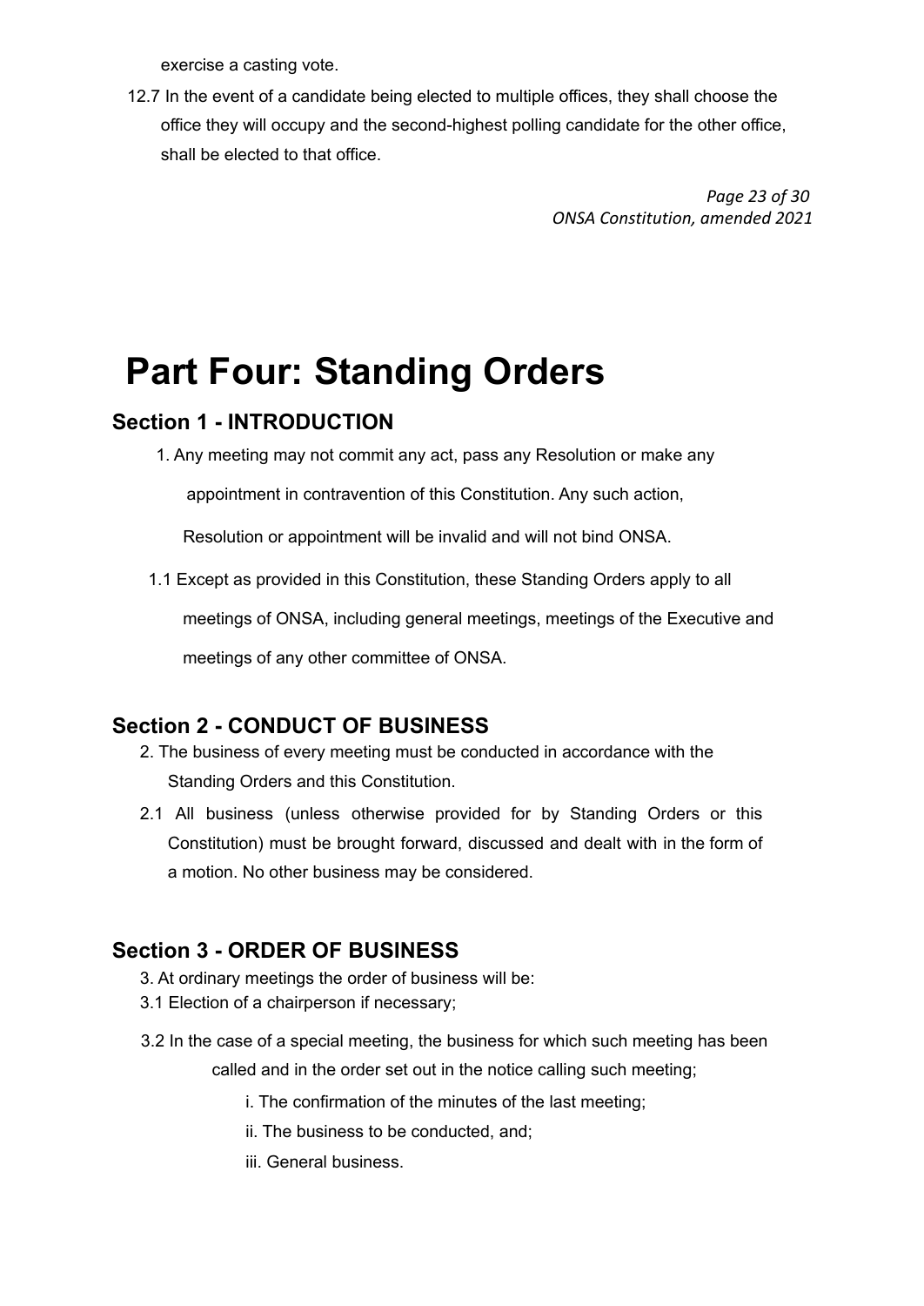exercise a casting vote.

12.7 In the event of a candidate being elected to multiple offices, they shall choose the office they will occupy and the second-highest polling candidate for the other office, shall be elected to that office.

# Part Four: Standing Orders

## Section 1 - INTRODUCTION

1. Any meeting may not commit any act, pass any Resolution or make any appointment in contravention of this Constitution. Any such action, Resolution or appointment will be invalid and will not bind ONSA.

1.1 Except as provided in this Constitution, these Standing Orders apply to all meetings of ONSA, including general meetings, meetings of the Executive and meetings of any other committee of ONSA.

## Section 2 - CONDUCT OF BUSINESS

2. The business of every meeting must be conducted in accordance with the Standing Orders and this Constitution.

2.1 All business (unless otherwise provided for by Standing Orders or this Constitution) must be brought forward, discussed and dealt with in the form of a motion. No other business may be considered.

## Section 3 - ORDER OF BUSINESS

3. At ordinary meetings the order of business will be:

3.1 Election of a chairperson if necessary;

3.2 In the case of a special meeting, the business for which such meeting has been called and in the order set out in the notice calling such meeting;

- i. The confirmation of the minutes of the last meeting;
- ii. The business to be conducted, and;
- iii. General business.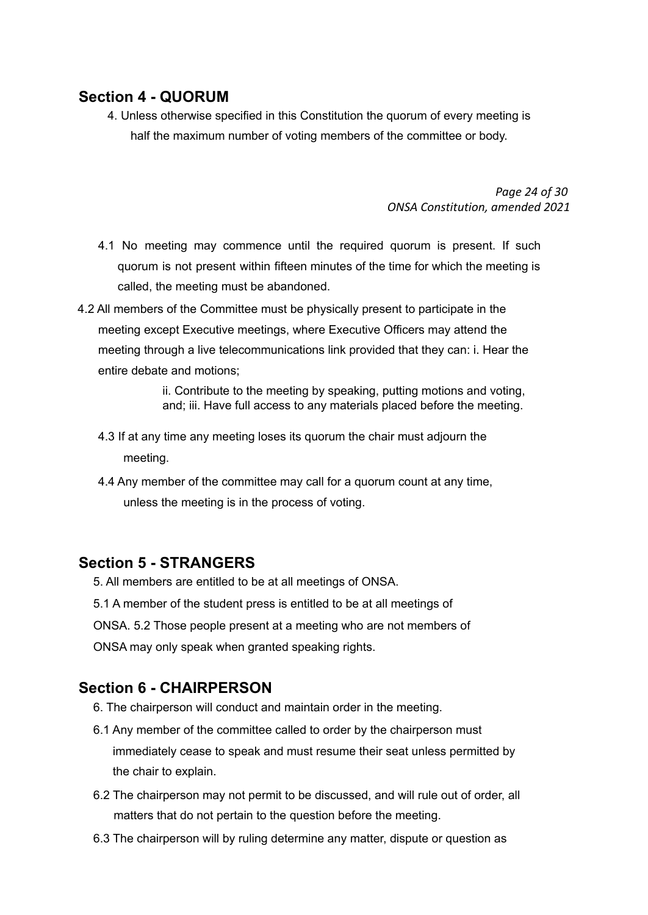## Section 4 - QUORUM

4. Unless otherwise specified in this Constitution the quorum of every meeting is half the maximum number of voting members of the committee or body.

4.1 No meeting may commence until the required quorum is present. If such quorum is not present within fifteen minutes of the time for which the meeting is called, the meeting must be abandoned.

4.2 All members of the Committee must be physically present to participate in the meeting except Executive meetings, where Executive Officers may attend the meeting through a live telecommunications link provided that they can: i. Hear the entire debate and motions;

ii. Contribute to the meeting by speaking, putting motions and voting, and; iii. Have full access to any materials placed before the meeting.

4.3 If at any time any meeting loses its quorum the chair must adjourn the meeting.

4.4 Any member of the committee may call for a quorum count at any time, unless the meeting is in the process of voting.

## Section 5 - STRANGERS

5. All members are entitled to be at all meetings of ONSA.

5.1 A member of the student press is entitled to be at all meetings of ONSA. 5.2 Those people present at a meeting who are not members of ONSA may only speak when granted speaking rights.

## Section 6 - CHAIRPERSON

6. The chairperson will conduct and maintain order in the meeting.

6.1 Any member of the committee called to order by the chairperson must immediately cease to speak and must resume their seat unless permitted by the chair to explain.

6.2 The chairperson may not permit to be discussed, and will rule out of order, all matters that do not pertain to the question before the meeting.

6.3 The chairperson will by ruling determine any matter, dispute or question as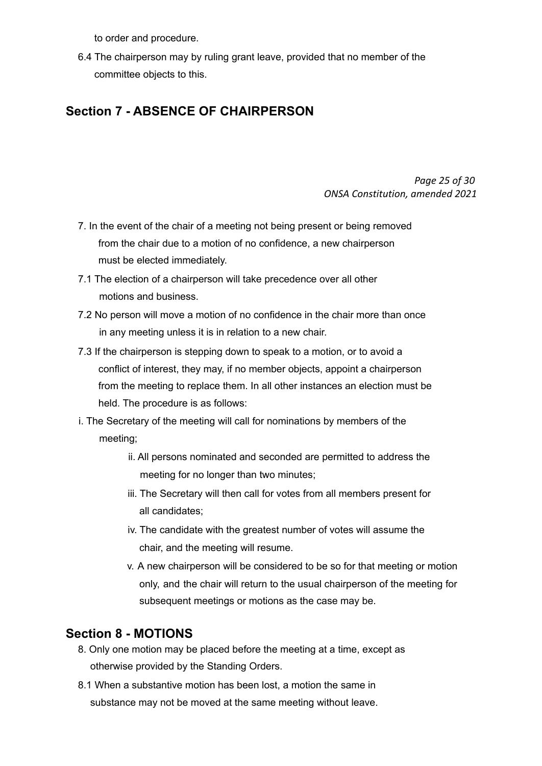to order and procedure.

6.4 The chairperson may by ruling grant leave, provided that no member of the committee objects to this.

## Section 7 - ABSENCE OF CHAIRPERSON

7. In the event of the chair of a meeting not being present or being removed from the chair due to a motion of no confidence, a new chairperson must be elected immediately.

7.1 The election of a chairperson will take precedence over all other motions and business.

7.2 No person will move a motion of no confidence in the chair more than once in any meeting unless it is in relation to a new chair.

7.3 If the chairperson is stepping down to speak to a motion, or to avoid a conflict of interest, they may, if no member objects, appoint a chairperson from the meeting to replace them. In all other instances an election must be held. The procedure is as follows:

i. The Secretary of the meeting will call for nominations by members of the meeting;

ii. All persons nominated and seconded are permitted to address the meeting for no longer than two minutes;

iii. The Secretary will then call for votes from all members present for all candidates;

iv. The candidate with the greatest number of votes will assume the chair, and the meeting will resume.

v. A new chairperson will be considered to be so for that meeting or motion only, and the chair will return to the usual chairperson of the meeting for subsequent meetings or motions as the case may be.

## Section 8 - MOTIONS

8. Only one motion may be placed before the meeting at a time, except as otherwise provided by the Standing Orders.

8.1 When a substantive motion has been lost, a motion the same in substance may not be moved at the same meeting without leave.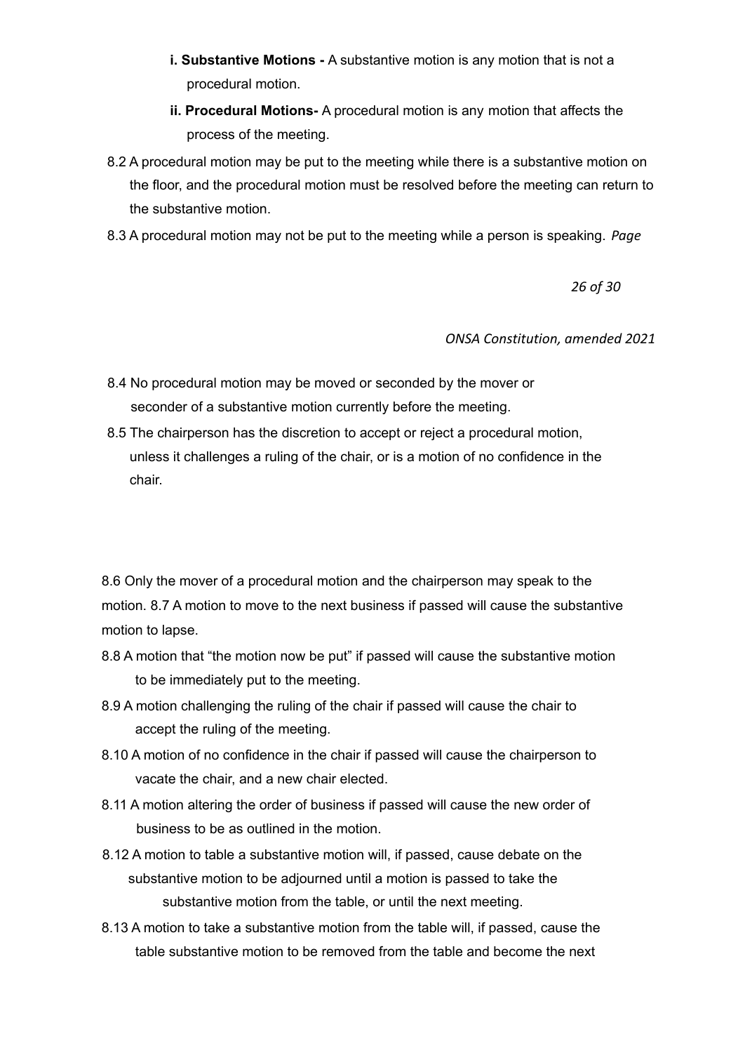- **i. Substantive Motions -** A substantive motion is any motion that is not a procedural motion.
- **ii. Procedural Motions-** A procedural motion is any motion that affects the process of the meeting.

8.2 A procedural motion may be put to the meeting while there is a substantive motion on the floor, and the procedural motion must be resolved before the meeting can return to the substantive motion.

8.3 A procedural motion may not be put to the meeting while a person is speaking.

8.4 No procedural motion may be moved or seconded by the mover or seconder of a substantive motion currently before the meeting.

8.5 The chairperson has the discretion to accept or reject a procedural motion, unless it challenges a ruling of the chair, or is a motion of no confidence in the chair.

8.6 Only the mover of a procedural motion and the chairperson may speak to the motion.

8.7 A motion to move to the next business if passed will cause the substantive motion to lapse.

8.8 A motion that "the motion now be put" if passed will cause the substantive motion to be immediately put to the meeting.

8.9 A motion challenging the ruling of the chair if passed will cause the chair to accept the ruling of the meeting.

8.10 A motion of no confidence in the chair if passed will cause the chairperson to vacate the chair, and a new chair elected.

8.11 A motion altering the order of business if passed will cause the new order of business to be as outlined in the motion.

8.12 A motion to table a substantive motion will, if passed, cause debate on the substantive motion to be adjourned until a motion is passed to take the substantive motion from the table, or until the next meeting.

8.13 A motion to take a substantive motion from the table will, if passed, cause the table substantive motion to be removed from the table and become the next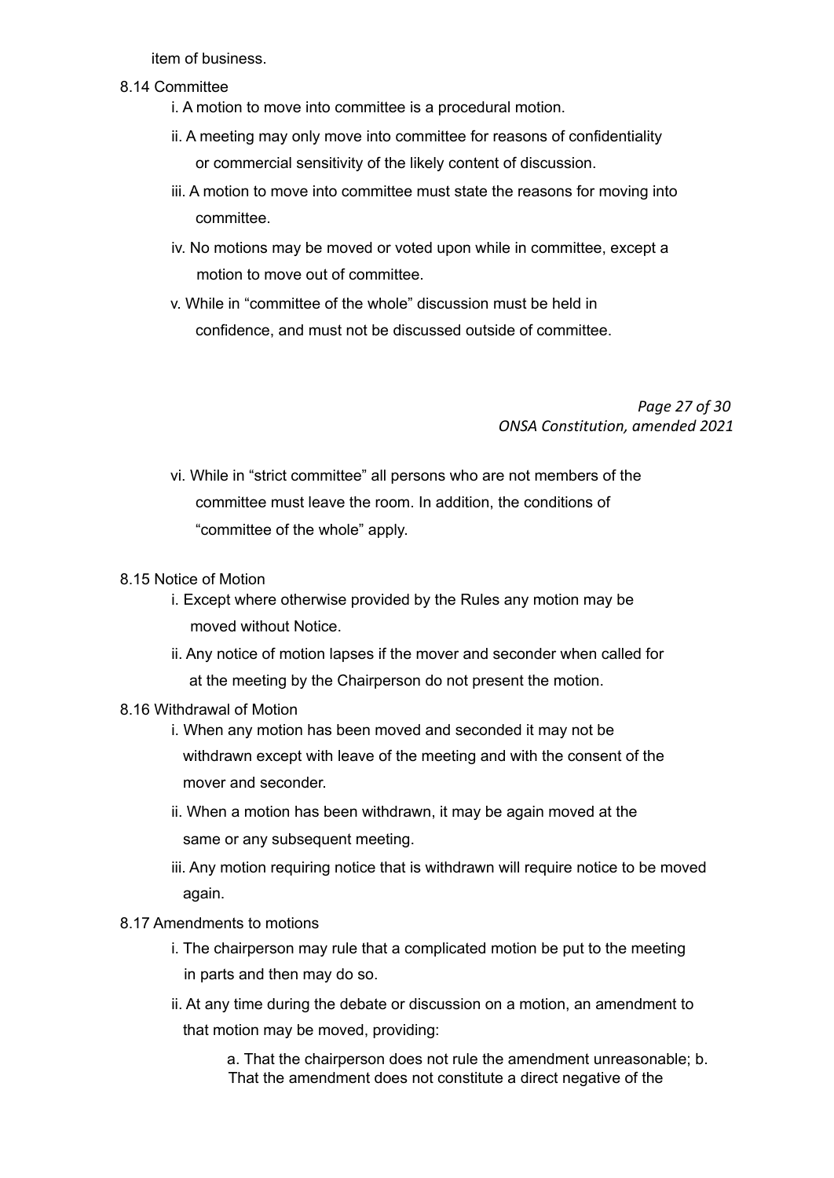item of business.

8.14 Committee

i. A motion to move into committee is a procedural motion.

ii. A meeting may only move into committee for reasons of confidentiality or commercial sensitivity of the likely content of discussion.

iii. A motion to move into committee must state the reasons for moving into committee.

iv. No motions may be moved or voted upon while in committee, except a motion to move out of committee.

v. While in "committee of the whole" discussion must be held in confidence, and must not be discussed outside of committee.

vi. While in "strict committee" all persons who are not members of the committee must leave the room. In addition, the conditions of "committee of the whole" apply.

8.15 Notice of Motion

i. Except where otherwise provided by the Rules any motion may be moved without Notice.

ii. Any notice of motion lapses if the mover and seconder when called for at the meeting by the Chairperson do not present the motion.

8.16 Withdrawal of Motion

i. When any motion has been moved and seconded it may not be withdrawn except with leave of the meeting and with the consent of the mover and seconder.

ii. When a motion has been withdrawn, it may be again moved at the same or any subsequent meeting.

iii. Any motion requiring notice that is withdrawn will require notice to be moved again.

8.17 Amendments to motions

i. The chairperson may rule that a complicated motion be put to the meeting in parts and then may do so.

ii. At any time during the debate or discussion on a motion, an amendment to that motion may be moved, providing:

a. That the chairperson does not rule the amendment unreasonable; b. That the amendment does not constitute a direct negative of the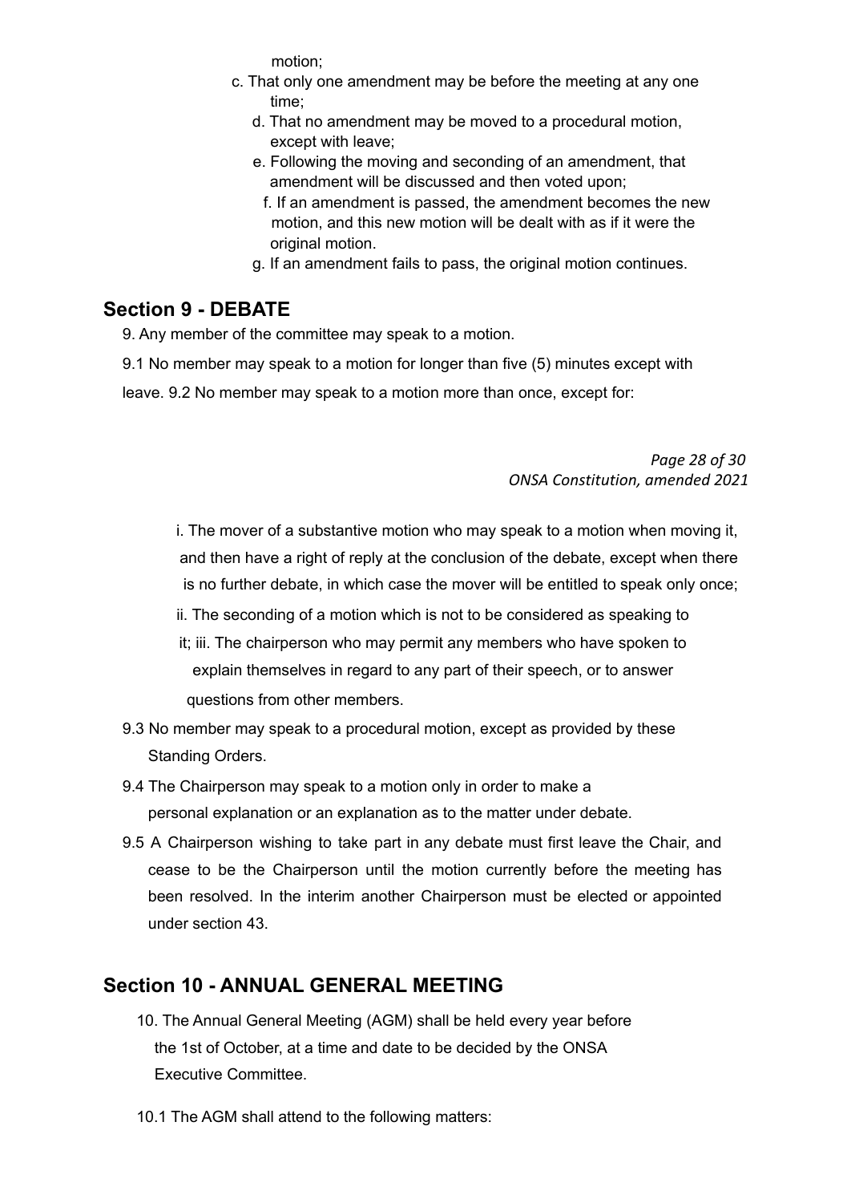motion;

c. That only one amendment may be before the meeting at any one time;

d. That no amendment may be moved to a procedural motion, except with leave;

e. Following the moving and seconding of an amendment, that amendment will be discussed and then voted upon;

f. If an amendment is passed, the amendment becomes the new motion, and this new motion will be dealt with as if it were the original motion.

g. If an amendment fails to pass, the original motion continues.

## Section 9 - DEBATE

9. Any member of the committee may speak to a motion.

9.1 No member may speak to a motion for longer than five (5) minutes except with leave.

9.2 No member may speak to a motion more than once, except for:

i. The mover of a substantive motion who may speak to a motion when moving it, and then have a right of reply at the conclusion of the debate, except when there is no further debate, in which case the mover will be entitled to speak only once;

ii. The seconding of a motion which is not to be considered as speaking to it;

iii. The chairperson who may permit any members who have spoken to explain themselves in regard to any part of their speech, or to answer questions from other members.

9.3 No member may speak to a procedural motion, except as provided by these Standing Orders.

9.4 The Chairperson may speak to a motion only in order to make a personal explanation or an explanation as to the matter under debate.

9.5 A Chairperson wishing to take part in any debate must first leave the Chair, and cease to be the Chairperson until the motion currently before the meeting has been resolved. In the interim another Chairperson must be elected or appointed under section 43.

## Section 10 - ANNUAL GENERAL MEETING

10. The Annual General Meeting (AGM) shall be held every year before the 1st of October, at a time and date to be decided by the ONSA Executive Committee.

10.1 The AGM shall attend to the following matters: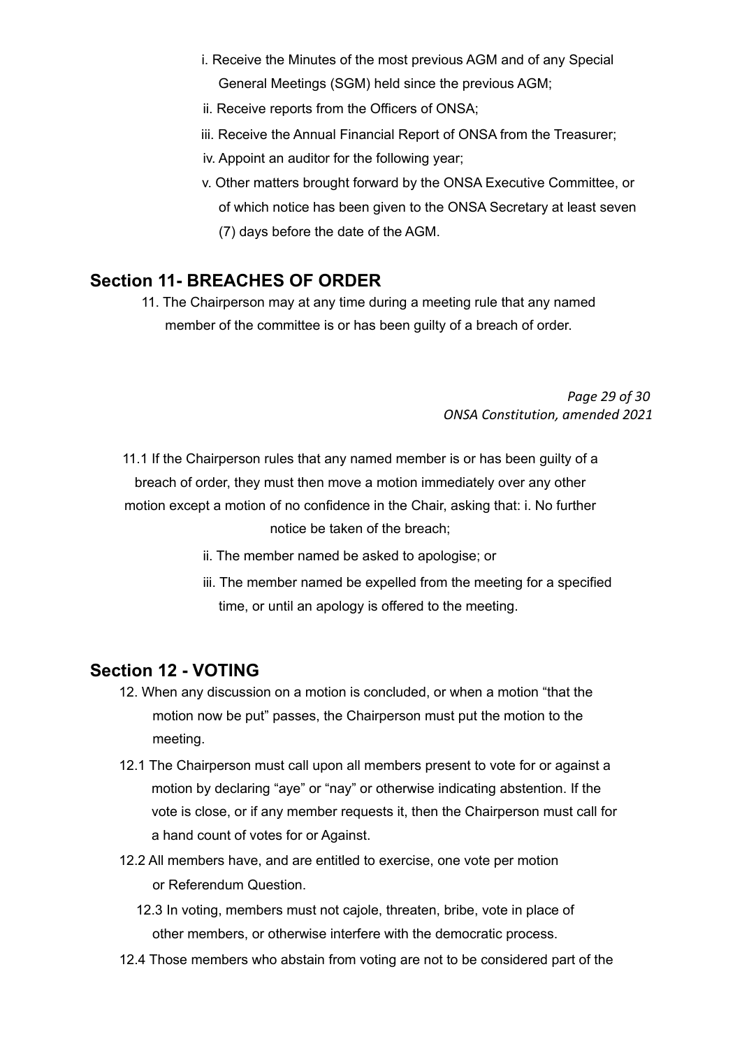i. Receive the Minutes of the most previous AGM and of any Special General Meetings (SGM) held since the previous AGM;

ii. Receive reports from the Officers of ONSA;

iii. Receive the Annual Financial Report of ONSA from the Treasurer;

iv. Appoint an auditor for the following year;

v. Other matters brought forward by the ONSA Executive Committee, or of which notice has been given to the ONSA Secretary at least seven (7) days before the date of the AGM.

## Section 11- BREACHES OF ORDER

11. The Chairperson may at any time during a meeting rule that any named member of the committee is or has been guilty of a breach of order.

11.1 If the Chairperson rules that any named member is or has been guilty of a breach of order, they must then move a motion immediately over any other motion except a motion of no confidence in the Chair, asking that: i. No further notice be taken of the breach;

ii. The member named be asked to apologise; or

iii. The member named be expelled from the meeting for a specified time, or until an apology is offered to the meeting.

## Section 12 - VOTING

12. When any discussion on a motion is concluded, or when a motion "that the motion now be put" passes, the Chairperson must put the motion to the meeting.

12.1 The Chairperson must call upon all members present to vote for or against a motion by declaring "aye" or "nay" or otherwise indicating abstention. If the vote is close, or if any member requests it, then the Chairperson must call for a hand count of votes for or Against.

12.2 All members have, and are entitled to exercise, one vote per motion or Referendum Question.

12.3 In voting, members must not cajole, threaten, bribe, vote in place of other members, or otherwise interfere with the democratic process.

12.4 Those members who abstain from voting are not to be considered part of the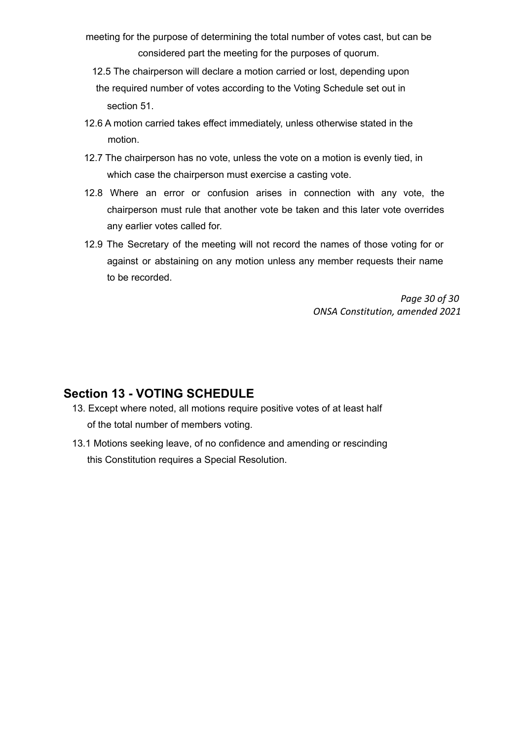meeting for the purpose of determining the total number of votes cast, but can be considered part the meeting for the purposes of quorum.

12.5 The chairperson will declare a motion carried or lost, depending upon the required number of votes according to the Voting Schedule set out in section 51.

12.6 A motion carried takes effect immediately, unless otherwise stated in the motion.

12.7 The chairperson has no vote, unless the vote on a motion is evenly tied, in which case the chairperson must exercise a casting vote.

12.8 Where an error or confusion arises in connection with any vote, the chairperson must rule that another vote be taken and this later vote overrides any earlier votes called for.

12.9 The Secretary of the meeting will not record the names of those voting for or against or abstaining on any motion unless any member requests their name to be recorded.

## Section 13 - VOTING SCHEDULE

13. Except where noted, all motions require positive votes of at least half of the total number of members voting.

13.1 Motions seeking leave, of no confidence and amending or rescinding this Constitution requires a Special Resolution.